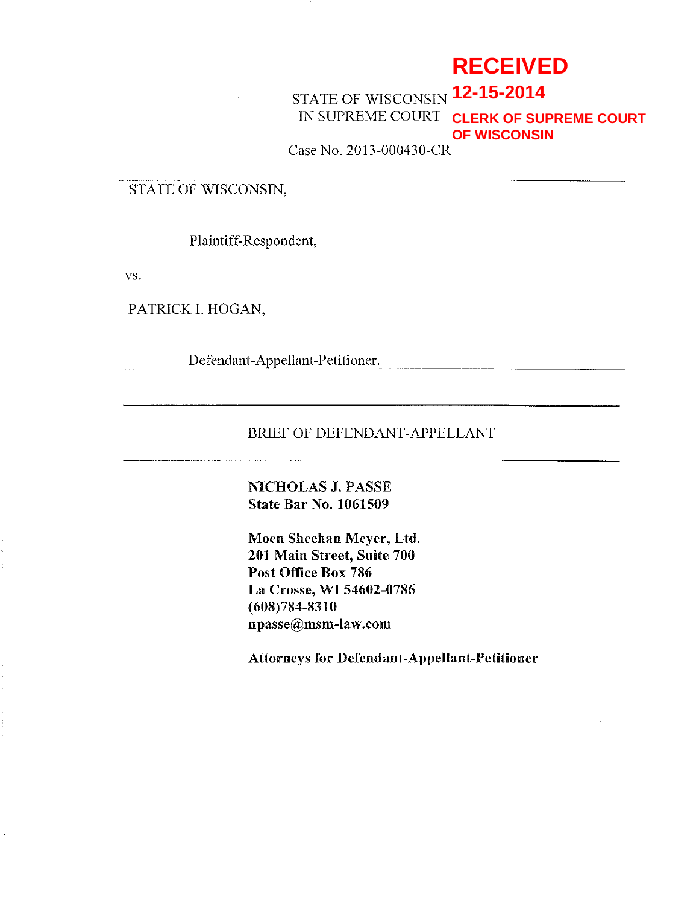**RECEIVED**
**12-15-2014**
**CLERK OF SUPREME COURT**
**OF WISCONSIN**

STATE OF WISCONSIN
IN SUPREME COURT

Case No. 2013-000430-CR

---

STATE OF WISCONSIN,

Plaintiff-Respondent,

vs.

PATRICK I. HOGAN,

Defendant-Appellant-Petitioner.

---

BRIEF OF DEFENDANT-APPELLANT

---

**NICHOLAS J. PASSE**
**State Bar No. 1061509**

**Moen Sheehan Meyer, Ltd.**
**201 Main Street, Suite 700**
**Post Office Box 786**
**La Crosse, WI 54602-0786**
**(608)784-8310**
**npasse@msm-law.com**

**Attorneys for Defendant-Appellant-Petitioner**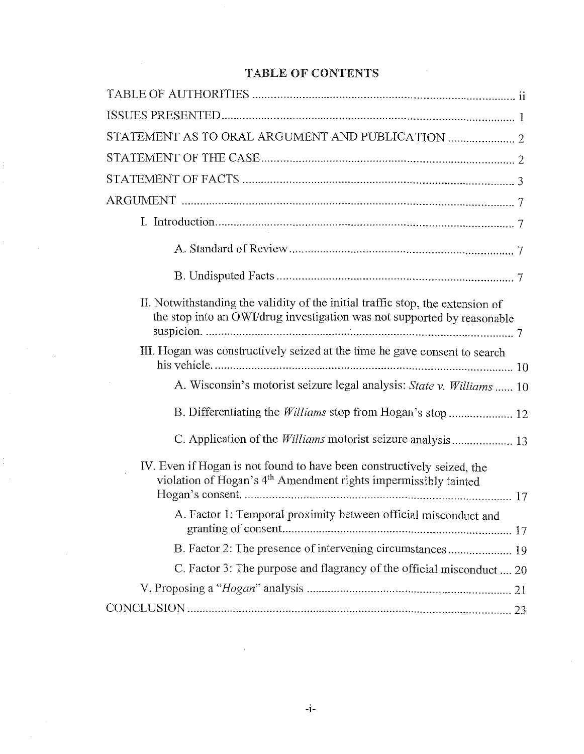## TABLE OF CONTENTS

TABLE OF AUTHORITIES ..................................................................................... ii

ISSUES PRESENTED .......................................................................................... 1

STATEMENT AS TO ORAL ARGUMENT AND PUBLICATION ..................... 2

STATEMENT OF THE CASE .............................................................................. 2

STATEMENT OF FACTS .................................................................................... 3

ARGUMENT ........................................................................................................ 7

- I. Introduction ................................................................................................ 7
  - A. Standard of Review ........................................................................ 7
  - B. Undisputed Facts ............................................................................ 7
- II. Notwithstanding the validity of the initial traffic stop, the extension of the stop into an OWI/drug investigation was not supported by reasonable suspicion. ................................................................................................ 7
- III. Hogan was constructively seized at the time he gave consent to search his vehicle. ................................................................................................ 10
  - A. Wisconsin's motorist seizure legal analysis: *State v. Williams* ...... 10
  - B. Differentiating the *Williams* stop from Hogan's stop ..................... 12
  - C. Application of the *Williams* motorist seizure analysis .................... 13
- IV. Even if Hogan is not found to have been constructively seized, the violation of Hogan's 4th Amendment rights impermissibly tainted Hogan's consent. ................................................................................................ 17
  - A. Factor 1: Temporal proximity between official misconduct and granting of consent ........................................................................ 17
  - B. Factor 2: The presence of intervening circumstances ..................... 19
  - C. Factor 3: The purpose and flagrancy of the official misconduct .... 20
- V. Proposing a "*Hogan*" analysis ................................................................. 21

CONCLUSION .................................................................................................... 23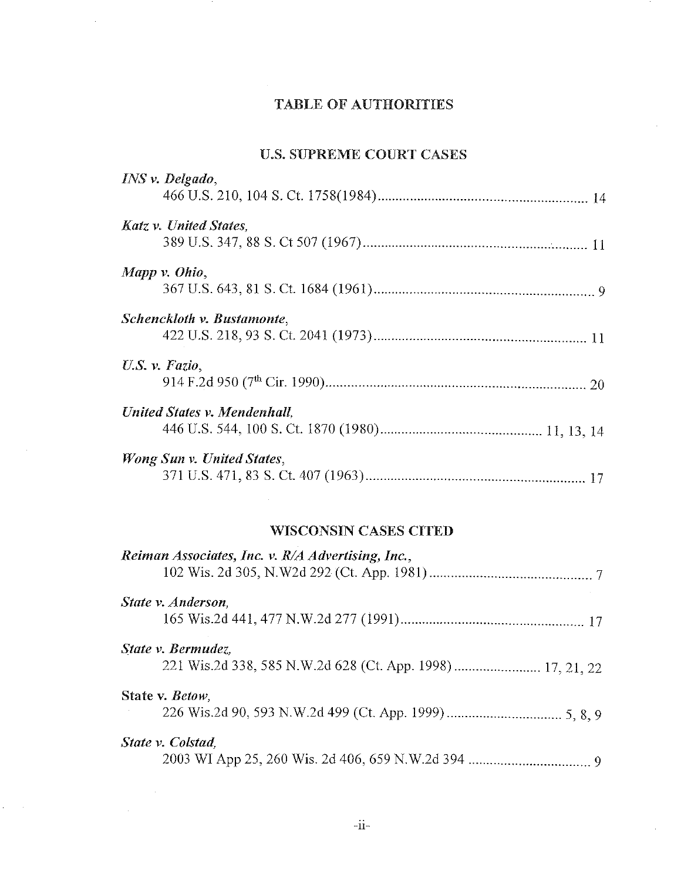# TABLE OF AUTHORITIES

## U.S. SUPREME COURT CASES

*INS v. Delgado*,
466 U.S. 210, 104 S. Ct. 1758(1984) .......... 14

*Katz v. United States*,
389 U.S. 347, 88 S. Ct 507 (1967) .......... 11

*Mapp v. Ohio*,
367 U.S. 643, 81 S. Ct. 1684 (1961) .......... 9

*Schenckloth v. Bustamonte*,
422 U.S. 218, 93 S. Ct. 2041 (1973) .......... 11

*U.S. v. Fazio*,
914 F.2d 950 (7th Cir. 1990) .......... 20

*United States v. Mendenhall*,
446 U.S. 544, 100 S. Ct. 1870 (1980) .......... 11, 13, 14

*Wong Sun v. United States*,
371 U.S. 471, 83 S. Ct. 407 (1963) .......... 17

## WISCONSIN CASES CITED

*Reiman Associates, Inc. v. R/A Advertising, Inc.*,
102 Wis. 2d 305, N.W2d 292 (Ct. App. 1981) .......... 7

*State v. Anderson*,
165 Wis.2d 441, 477 N.W.2d 277 (1991) .......... 17

*State v. Bermudez*,
221 Wis.2d 338, 585 N.W.2d 628 (Ct. App. 1998) .......... 17, 21, 22

State v. *Betow*,
226 Wis.2d 90, 593 N.W.2d 499 (Ct. App. 1999) .......... 5, 8, 9

*State v. Colstad*,
2003 WI App 25, 260 Wis. 2d 406, 659 N.W.2d 394 .......... 9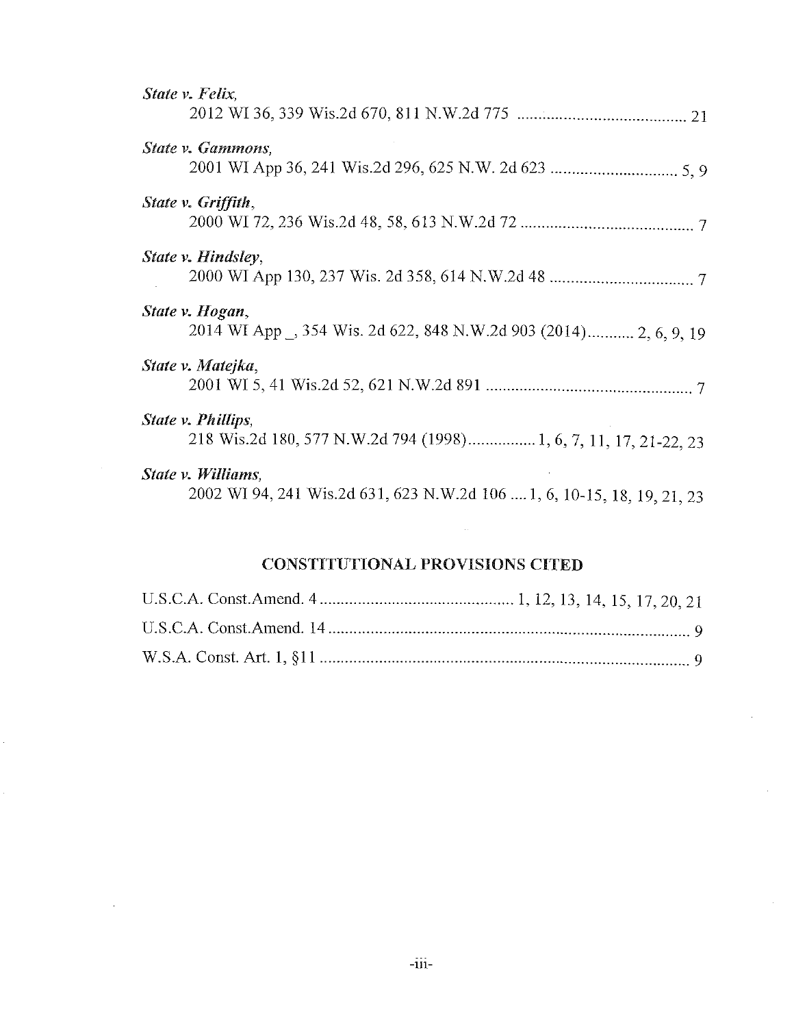*State v. Felix*,
2012 WI 36, 339 Wis.2d 670, 811 N.W.2d 775 ........................................ 21

*State v. Gammons*,
2001 WI App 36, 241 Wis.2d 296, 625 N.W. 2d 623 .............................. 5, 9

*State v. Griffith*,
2000 WI 72, 236 Wis.2d 48, 58, 613 N.W.2d 72 ......................................... 7

*State v. Hindsley*,
2000 WI App 130, 237 Wis. 2d 358, 614 N.W.2d 48 .................................. 7

*State v. Hogan*,
2014 WI App _, 354 Wis. 2d 622, 848 N.W.2d 903 (2014)........... 2, 6, 9, 19

*State v. Matejka*,
2001 WI 5, 41 Wis.2d 52, 621 N.W.2d 891 ................................................ 7

*State v. Phillips*,
218 Wis.2d 180, 577 N.W.2d 794 (1998)................ 1, 6, 7, 11, 17, 21-22, 23

*State v. Williams*,
2002 WI 94, 241 Wis.2d 631, 623 N.W.2d 106 .... 1, 6, 10-15, 18, 19, 21, 23

## CONSTITUTIONAL PROVISIONS CITED

U.S.C.A. Const.Amend. 4 .............................................. 1, 12, 13, 14, 15, 17, 20, 21

U.S.C.A. Const.Amend. 14 ....................................................................................... 9

W.S.A. Const. Art. 1, §11 ......................................................................................... 9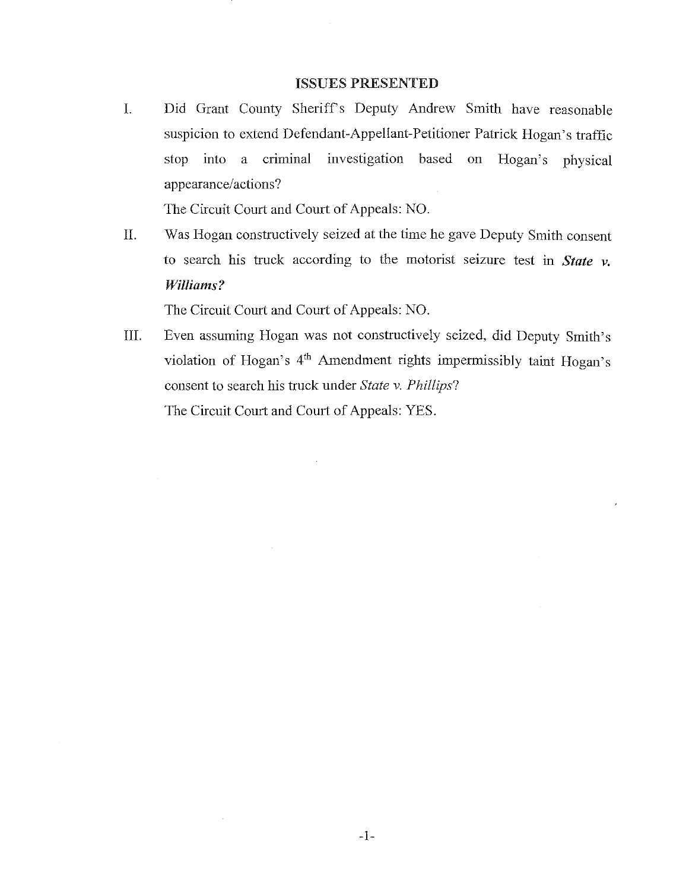## ISSUES PRESENTED

I. Did Grant County Sheriff's Deputy Andrew Smith have reasonable suspicion to extend Defendant-Appellant-Petitioner Patrick Hogan's traffic stop into a criminal investigation based on Hogan's physical appearance/actions?

The Circuit Court and Court of Appeals: NO.

II. Was Hogan constructively seized at the time he gave Deputy Smith consent to search his truck according to the motorist seizure test in ***State v. Williams?***

The Circuit Court and Court of Appeals: NO.

III. Even assuming Hogan was not constructively seized, did Deputy Smith's violation of Hogan's 4th Amendment rights impermissibly taint Hogan's consent to search his truck under *State v. Phillips*?

The Circuit Court and Court of Appeals: YES.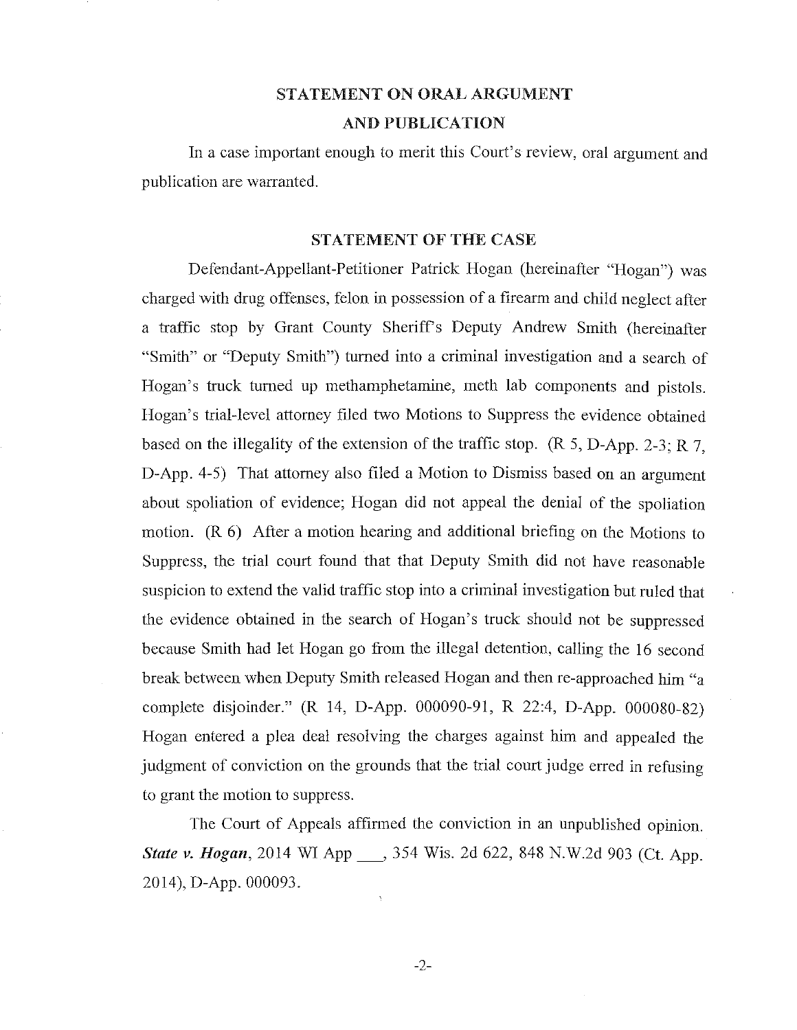## STATEMENT ON ORAL ARGUMENT AND PUBLICATION

In a case important enough to merit this Court's review, oral argument and publication are warranted.

## STATEMENT OF THE CASE

Defendant-Appellant-Petitioner Patrick Hogan (hereinafter "Hogan") was charged with drug offenses, felon in possession of a firearm and child neglect after a traffic stop by Grant County Sheriff's Deputy Andrew Smith (hereinafter "Smith" or "Deputy Smith") turned into a criminal investigation and a search of Hogan's truck turned up methamphetamine, meth lab components and pistols. Hogan's trial-level attorney filed two Motions to Suppress the evidence obtained based on the illegality of the extension of the traffic stop. (R 5, D-App. 2-3; R 7, D-App. 4-5) That attorney also filed a Motion to Dismiss based on an argument about spoliation of evidence; Hogan did not appeal the denial of the spoliation motion. (R 6) After a motion hearing and additional briefing on the Motions to Suppress, the trial court found that that Deputy Smith did not have reasonable suspicion to extend the valid traffic stop into a criminal investigation but ruled that the evidence obtained in the search of Hogan's truck should not be suppressed because Smith had let Hogan go from the illegal detention, calling the 16 second break between when Deputy Smith released Hogan and then re-approached him "a complete disjoinder." (R 14, D-App. 000090-91, R 22:4, D-App. 000080-82) Hogan entered a plea deal resolving the charges against him and appealed the judgment of conviction on the grounds that the trial court judge erred in refusing to grant the motion to suppress.

The Court of Appeals affirmed the conviction in an unpublished opinion. ***State v. Hogan***, 2014 WI App ___, 354 Wis. 2d 622, 848 N.W.2d 903 (Ct. App. 2014), D-App. 000093.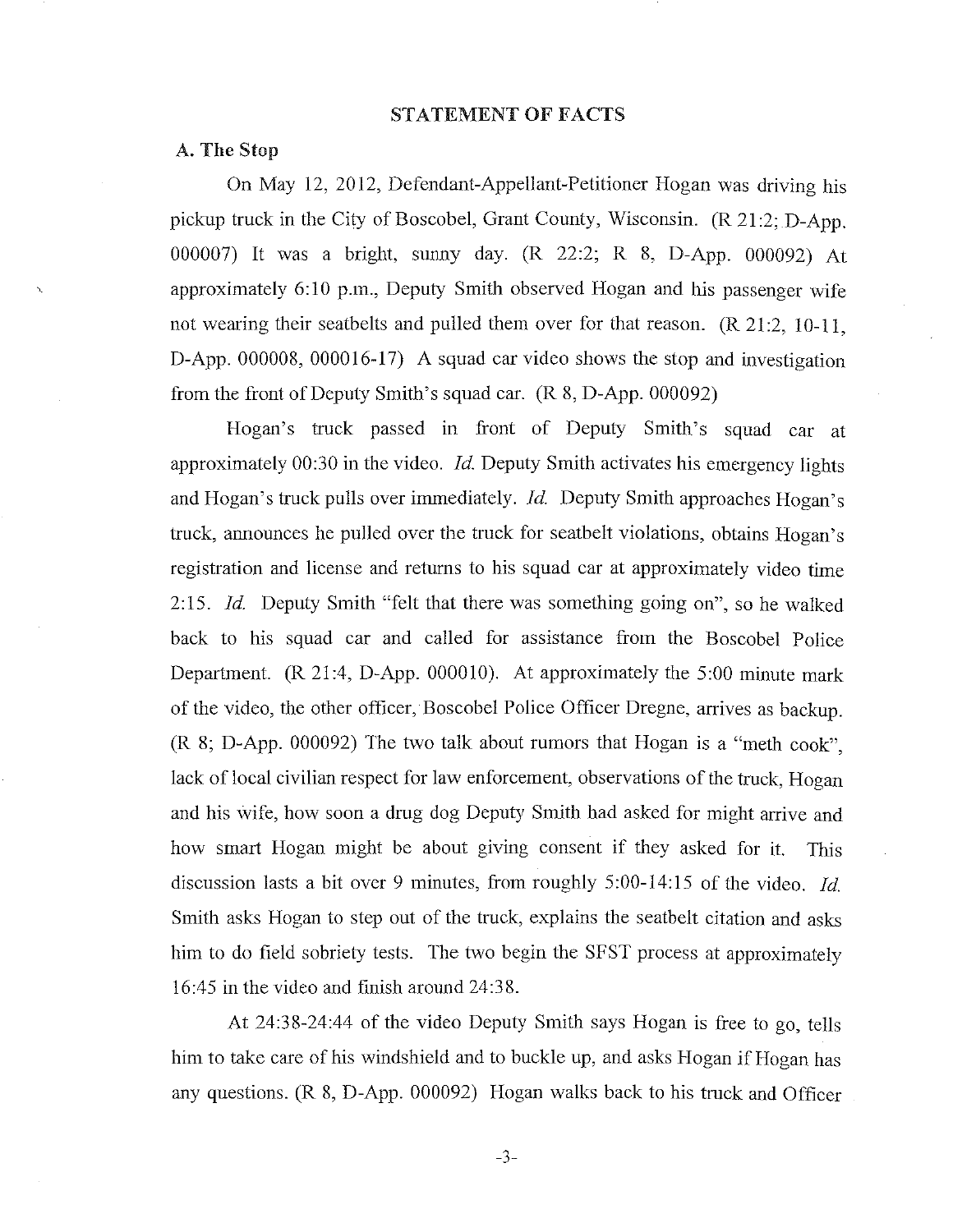## STATEMENT OF FACTS

### A. The Stop

On May 12, 2012, Defendant-Appellant-Petitioner Hogan was driving his pickup truck in the City of Boscobel, Grant County, Wisconsin. (R 21:2; D-App. 000007) It was a bright, sunny day. (R 22:2; R 8, D-App. 000092) At approximately 6:10 p.m., Deputy Smith observed Hogan and his passenger wife not wearing their seatbelts and pulled them over for that reason. (R 21:2, 10-11, D-App. 000008, 000016-17) A squad car video shows the stop and investigation from the front of Deputy Smith's squad car. (R 8, D-App. 000092)

Hogan's truck passed in front of Deputy Smith's squad car at approximately 00:30 in the video. *Id.* Deputy Smith activates his emergency lights and Hogan's truck pulls over immediately. *Id.* Deputy Smith approaches Hogan's truck, announces he pulled over the truck for seatbelt violations, obtains Hogan's registration and license and returns to his squad car at approximately video time 2:15. *Id.* Deputy Smith "felt that there was something going on", so he walked back to his squad car and called for assistance from the Boscobel Police Department. (R 21:4, D-App. 000010). At approximately the 5:00 minute mark of the video, the other officer, Boscobel Police Officer Dregne, arrives as backup. (R 8; D-App. 000092) The two talk about rumors that Hogan is a "meth cook", lack of local civilian respect for law enforcement, observations of the truck, Hogan and his wife, how soon a drug dog Deputy Smith had asked for might arrive and how smart Hogan might be about giving consent if they asked for it. This discussion lasts a bit over 9 minutes, from roughly 5:00-14:15 of the video. *Id.* Smith asks Hogan to step out of the truck, explains the seatbelt citation and asks him to do field sobriety tests. The two begin the SFST process at approximately 16:45 in the video and finish around 24:38.

At 24:38-24:44 of the video Deputy Smith says Hogan is free to go, tells him to take care of his windshield and to buckle up, and asks Hogan if Hogan has any questions. (R 8, D-App. 000092) Hogan walks back to his truck and Officer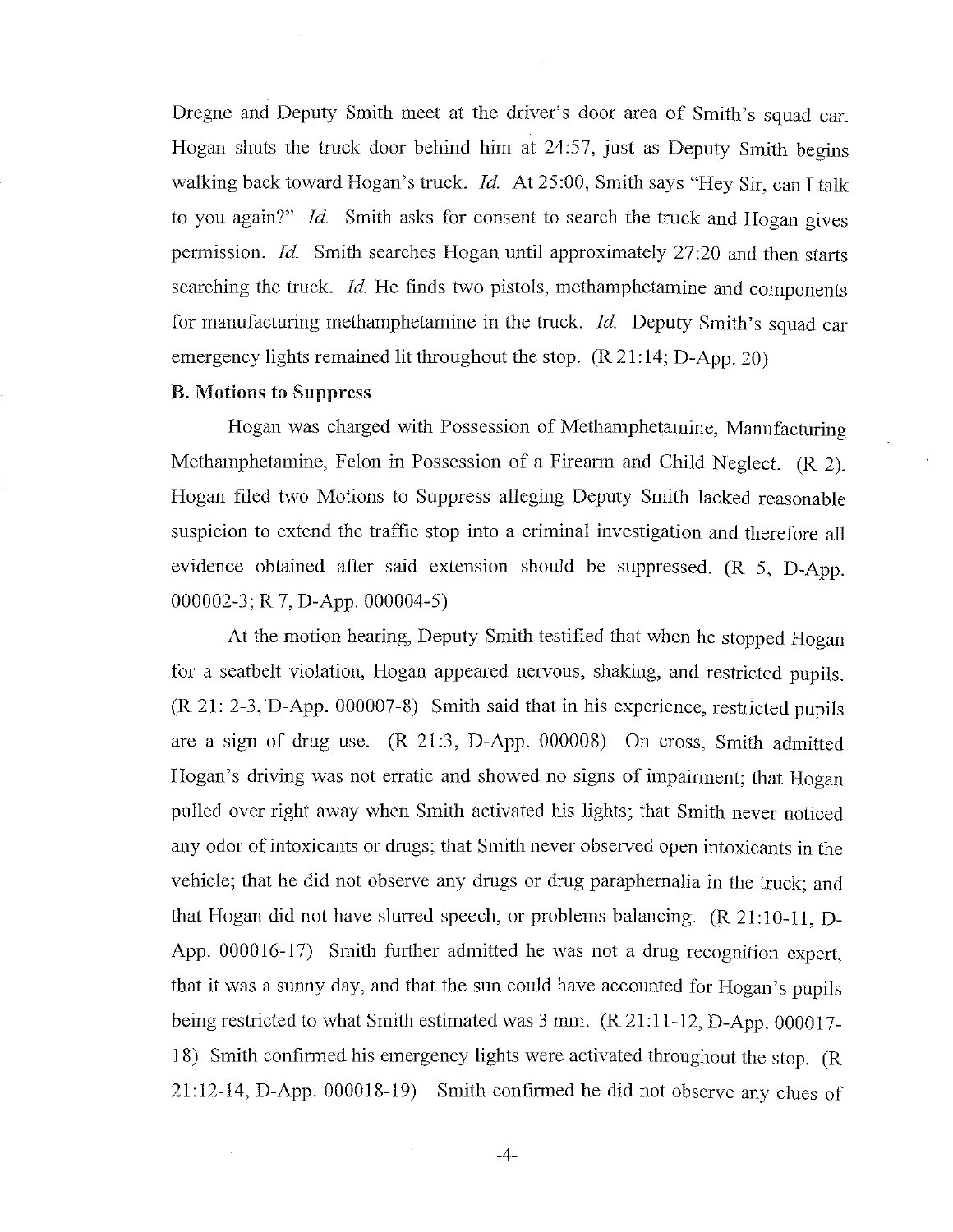Dregne and Deputy Smith meet at the driver's door area of Smith's squad car. Hogan shuts the truck door behind him at 24:57, just as Deputy Smith begins walking back toward Hogan's truck. *Id.* At 25:00, Smith says "Hey Sir, can I talk to you again?" *Id.* Smith asks for consent to search the truck and Hogan gives permission. *Id.* Smith searches Hogan until approximately 27:20 and then starts searching the truck. *Id.* He finds two pistols, methamphetamine and components for manufacturing methamphetamine in the truck. *Id.* Deputy Smith's squad car emergency lights remained lit throughout the stop. (R 21:14; D-App. 20)

**B. Motions to Suppress**

Hogan was charged with Possession of Methamphetamine, Manufacturing Methamphetamine, Felon in Possession of a Firearm and Child Neglect. (R 2). Hogan filed two Motions to Suppress alleging Deputy Smith lacked reasonable suspicion to extend the traffic stop into a criminal investigation and therefore all evidence obtained after said extension should be suppressed. (R 5, D-App. 000002-3; R 7, D-App. 000004-5)

At the motion hearing, Deputy Smith testified that when he stopped Hogan for a seatbelt violation, Hogan appeared nervous, shaking, and restricted pupils. (R 21: 2-3, D-App. 000007-8) Smith said that in his experience, restricted pupils are a sign of drug use. (R 21:3, D-App. 000008) On cross, Smith admitted Hogan's driving was not erratic and showed no signs of impairment; that Hogan pulled over right away when Smith activated his lights; that Smith never noticed any odor of intoxicants or drugs; that Smith never observed open intoxicants in the vehicle; that he did not observe any drugs or drug paraphernalia in the truck; and that Hogan did not have slurred speech, or problems balancing. (R 21:10-11, D-App. 000016-17) Smith further admitted he was not a drug recognition expert, that it was a sunny day, and that the sun could have accounted for Hogan's pupils being restricted to what Smith estimated was 3 mm. (R 21:11-12, D-App. 000017-18) Smith confirmed his emergency lights were activated throughout the stop. (R 21:12-14, D-App. 000018-19) Smith confirmed he did not observe any clues of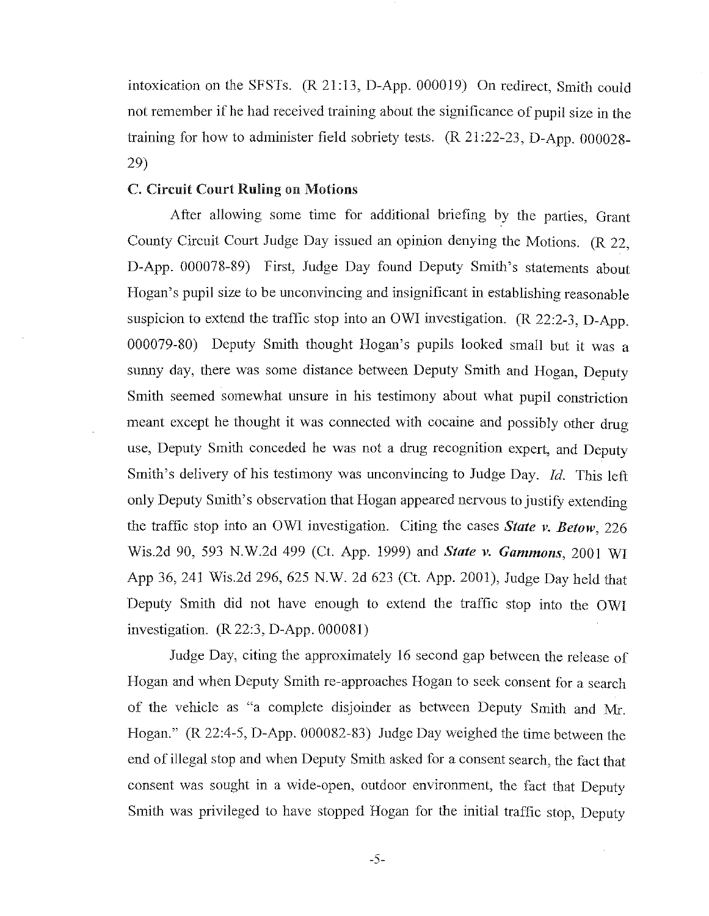intoxication on the SFSTs. (R 21:13, D-App. 000019) On redirect, Smith could not remember if he had received training about the significance of pupil size in the training for how to administer field sobriety tests. (R 21:22-23, D-App. 000028-29)

### C. Circuit Court Ruling on Motions

After allowing some time for additional briefing by the parties, Grant County Circuit Court Judge Day issued an opinion denying the Motions. (R 22, D-App. 000078-89) First, Judge Day found Deputy Smith's statements about Hogan's pupil size to be unconvincing and insignificant in establishing reasonable suspicion to extend the traffic stop into an OWI investigation. (R 22:2-3, D-App. 000079-80) Deputy Smith thought Hogan's pupils looked small but it was a sunny day, there was some distance between Deputy Smith and Hogan, Deputy Smith seemed somewhat unsure in his testimony about what pupil constriction meant except he thought it was connected with cocaine and possibly other drug use, Deputy Smith conceded he was not a drug recognition expert, and Deputy Smith's delivery of his testimony was unconvincing to Judge Day. *Id.* This left only Deputy Smith's observation that Hogan appeared nervous to justify extending the traffic stop into an OWI investigation. Citing the cases ***State v. Betow***, 226 Wis.2d 90, 593 N.W.2d 499 (Ct. App. 1999) and ***State v. Gammons***, 2001 WI App 36, 241 Wis.2d 296, 625 N.W. 2d 623 (Ct. App. 2001), Judge Day held that Deputy Smith did not have enough to extend the traffic stop into the OWI investigation. (R 22:3, D-App. 000081)

Judge Day, citing the approximately 16 second gap between the release of Hogan and when Deputy Smith re-approaches Hogan to seek consent for a search of the vehicle as "a complete disjoinder as between Deputy Smith and Mr. Hogan." (R 22:4-5, D-App. 000082-83) Judge Day weighed the time between the end of illegal stop and when Deputy Smith asked for a consent search, the fact that consent was sought in a wide-open, outdoor environment, the fact that Deputy Smith was privileged to have stopped Hogan for the initial traffic stop, Deputy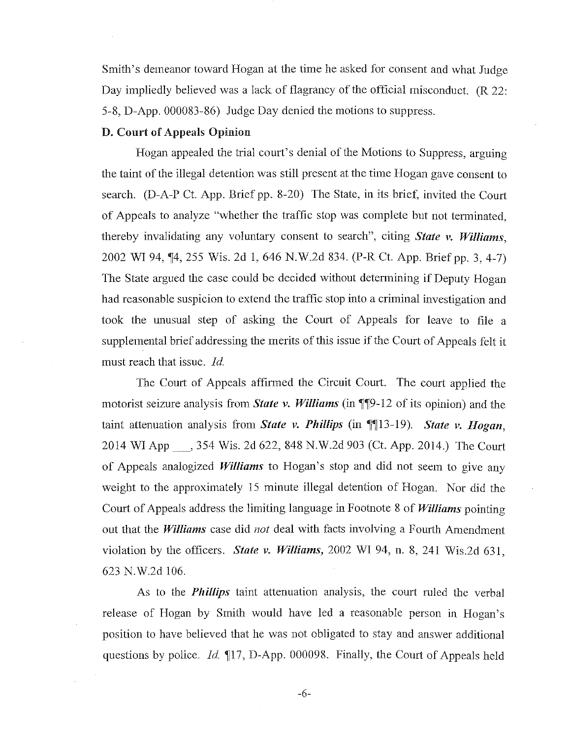Smith's demeanor toward Hogan at the time he asked for consent and what Judge Day impliedly believed was a lack of flagrancy of the official misconduct. (R 22: 5-8, D-App. 000083-86) Judge Day denied the motions to suppress.

**D. Court of Appeals Opinion**

Hogan appealed the trial court's denial of the Motions to Suppress, arguing the taint of the illegal detention was still present at the time Hogan gave consent to search. (D-A-P Ct. App. Brief pp. 8-20) The State, in its brief, invited the Court of Appeals to analyze "whether the traffic stop was complete but not terminated, thereby invalidating any voluntary consent to search", citing ***State v. Williams***, 2002 WI 94, ¶4, 255 Wis. 2d 1, 646 N.W.2d 834. (P-R Ct. App. Brief pp. 3, 4-7) The State argued the case could be decided without determining if Deputy Hogan had reasonable suspicion to extend the traffic stop into a criminal investigation and took the unusual step of asking the Court of Appeals for leave to file a supplemental brief addressing the merits of this issue if the Court of Appeals felt it must reach that issue. *Id.*

The Court of Appeals affirmed the Circuit Court. The court applied the motorist seizure analysis from ***State v. Williams*** (in ¶¶9-12 of its opinion) and the taint attenuation analysis from ***State v. Phillips*** (in ¶¶13-19). ***State v. Hogan***, 2014 WI App \_\_\_, 354 Wis. 2d 622, 848 N.W.2d 903 (Ct. App. 2014.) The Court of Appeals analogized ***Williams*** to Hogan's stop and did not seem to give any weight to the approximately 15 minute illegal detention of Hogan. Nor did the Court of Appeals address the limiting language in Footnote 8 of ***Williams*** pointing out that the ***Williams*** case did *not* deal with facts involving a Fourth Amendment violation by the officers. ***State v. Williams,*** 2002 WI 94, n. 8, 241 Wis.2d 631, 623 N.W.2d 106.

As to the ***Phillips*** taint attenuation analysis, the court ruled the verbal release of Hogan by Smith would have led a reasonable person in Hogan's position to have believed that he was not obligated to stay and answer additional questions by police. *Id.* ¶17, D-App. 000098. Finally, the Court of Appeals held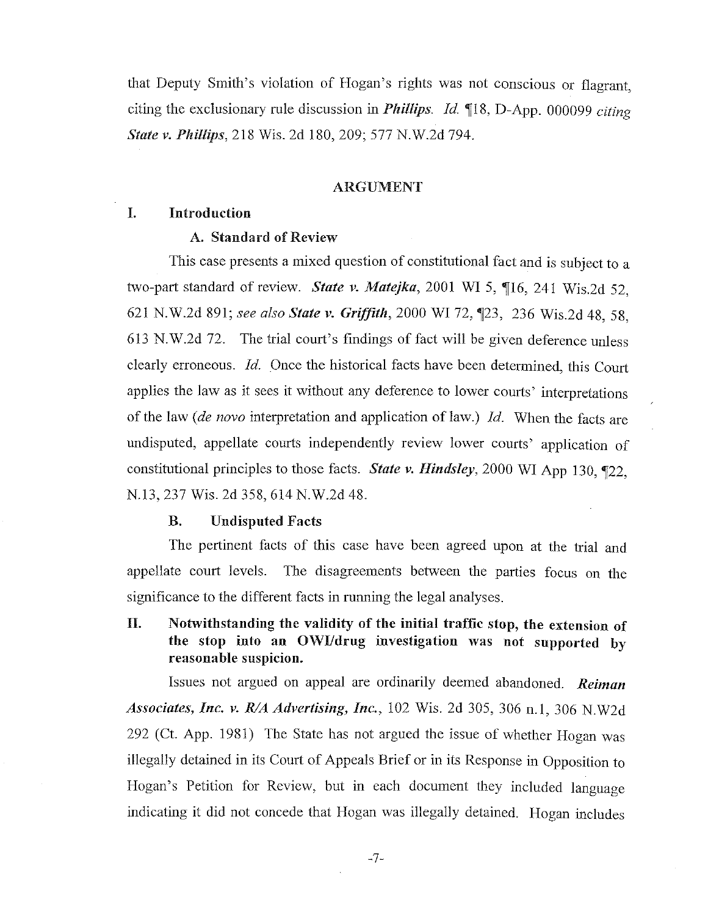that Deputy Smith's violation of Hogan's rights was not conscious or flagrant, citing the exclusionary rule discussion in ***Phillips***. *Id.* ¶18, D-App. 000099 *citing* ***State v. Phillips***, 218 Wis. 2d 180, 209; 577 N.W.2d 794.

## ARGUMENT

### I. Introduction

#### A. Standard of Review

This case presents a mixed question of constitutional fact and is subject to a two-part standard of review. ***State v. Matejka***, 2001 WI 5, ¶16, 241 Wis.2d 52, 621 N.W.2d 891; *see also* ***State v. Griffith***, 2000 WI 72, ¶23, 236 Wis.2d 48, 58, 613 N.W.2d 72. The trial court's findings of fact will be given deference unless clearly erroneous. *Id.* Once the historical facts have been determined, this Court applies the law as it sees it without any deference to lower courts' interpretations of the law (*de novo* interpretation and application of law.) *Id.* When the facts are undisputed, appellate courts independently review lower courts' application of constitutional principles to those facts. ***State v. Hindsley***, 2000 WI App 130, ¶22, N.13, 237 Wis. 2d 358, 614 N.W.2d 48.

#### B. Undisputed Facts

The pertinent facts of this case have been agreed upon at the trial and appellate court levels. The disagreements between the parties focus on the significance to the different facts in running the legal analyses.

### II. Notwithstanding the validity of the initial traffic stop, the extension of the stop into an OWI/drug investigation was not supported by reasonable suspicion.

Issues not argued on appeal are ordinarily deemed abandoned. ***Reiman Associates, Inc. v. R/A Advertising, Inc.***, 102 Wis. 2d 305, 306 n.1, 306 N.W2d 292 (Ct. App. 1981) The State has not argued the issue of whether Hogan was illegally detained in its Court of Appeals Brief or in its Response in Opposition to Hogan's Petition for Review, but in each document they included language indicating it did not concede that Hogan was illegally detained. Hogan includes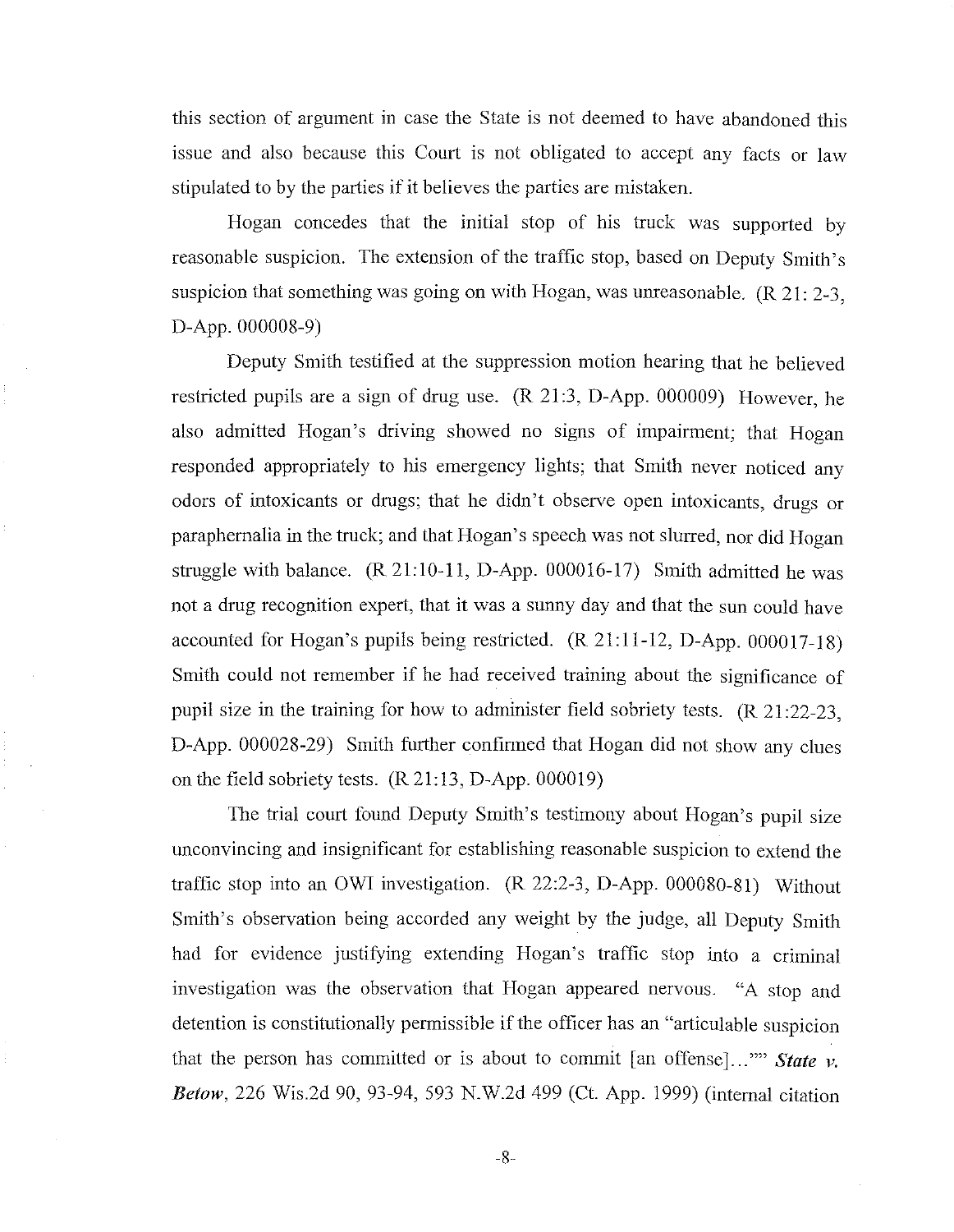this section of argument in case the State is not deemed to have abandoned this issue and also because this Court is not obligated to accept any facts or law stipulated to by the parties if it believes the parties are mistaken.

Hogan concedes that the initial stop of his truck was supported by reasonable suspicion. The extension of the traffic stop, based on Deputy Smith's suspicion that something was going on with Hogan, was unreasonable. (R 21: 2-3, D-App. 000008-9)

Deputy Smith testified at the suppression motion hearing that he believed restricted pupils are a sign of drug use. (R 21:3, D-App. 000009) However, he also admitted Hogan's driving showed no signs of impairment; that Hogan responded appropriately to his emergency lights; that Smith never noticed any odors of intoxicants or drugs; that he didn't observe open intoxicants, drugs or paraphernalia in the truck; and that Hogan's speech was not slurred, nor did Hogan struggle with balance. (R 21:10-11, D-App. 000016-17) Smith admitted he was not a drug recognition expert, that it was a sunny day and that the sun could have accounted for Hogan's pupils being restricted. (R 21:11-12, D-App. 000017-18) Smith could not remember if he had received training about the significance of pupil size in the training for how to administer field sobriety tests. (R 21:22-23, D-App. 000028-29) Smith further confirmed that Hogan did not show any clues on the field sobriety tests. (R 21:13, D-App. 000019)

The trial court found Deputy Smith's testimony about Hogan's pupil size unconvincing and insignificant for establishing reasonable suspicion to extend the traffic stop into an OWI investigation. (R 22:2-3, D-App. 000080-81) Without Smith's observation being accorded any weight by the judge, all Deputy Smith had for evidence justifying extending Hogan's traffic stop into a criminal investigation was the observation that Hogan appeared nervous. "A stop and detention is constitutionally permissible if the officer has an "articulable suspicion that the person has committed or is about to commit [an offense]..."" ***State v. Betow***, 226 Wis.2d 90, 93-94, 593 N.W.2d 499 (Ct. App. 1999) (internal citation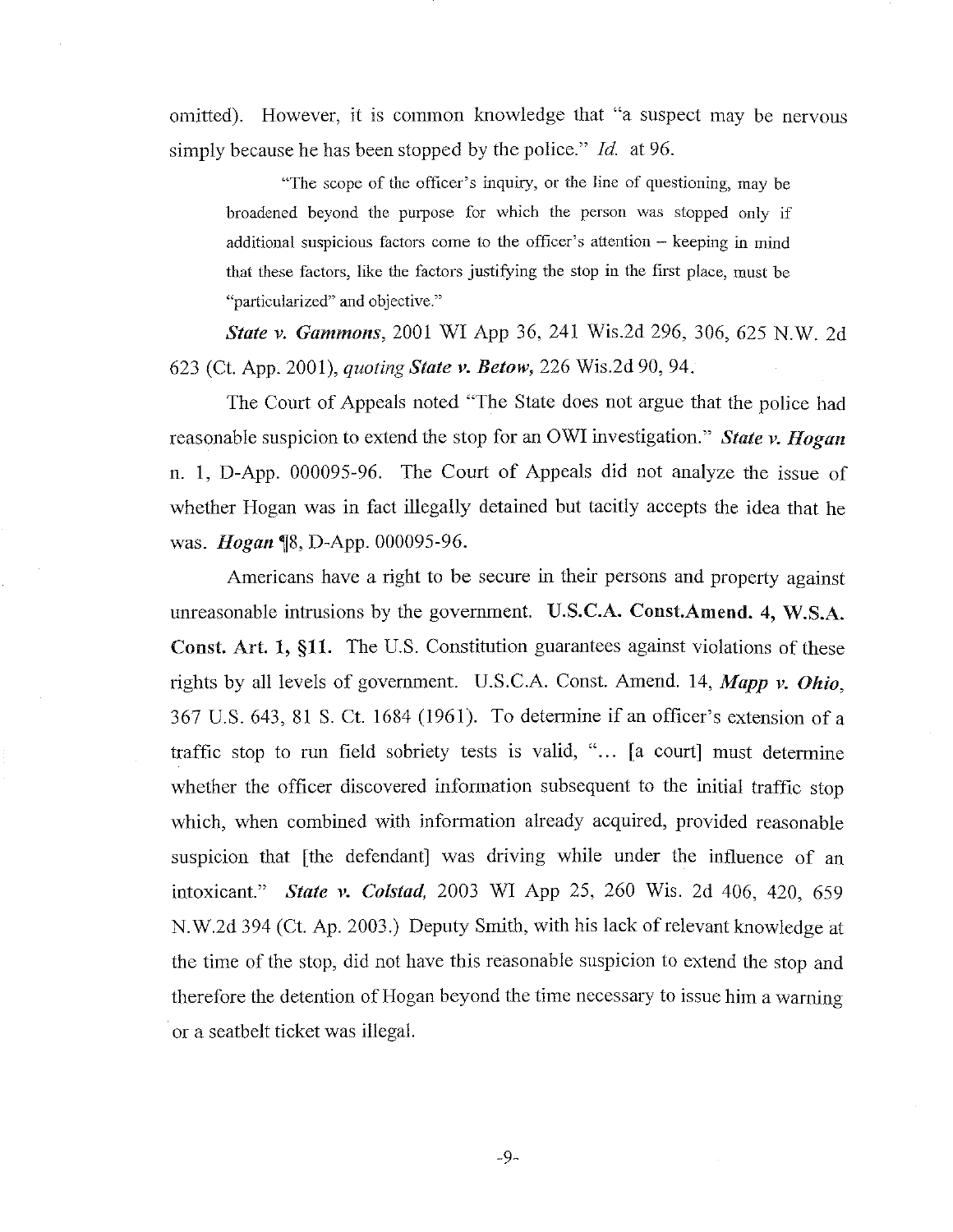omitted). However, it is common knowledge that "a suspect may be nervous simply because he has been stopped by the police." *Id.* at 96.

> "The scope of the officer's inquiry, or the line of questioning, may be broadened beyond the purpose for which the person was stopped only if additional suspicious factors come to the officer's attention – keeping in mind that these factors, like the factors justifying the stop in the first place, must be "particularized" and objective."

***State v. Gammons***, 2001 WI App 36, 241 Wis.2d 296, 306, 625 N.W. 2d 623 (Ct. App. 2001), *quoting **State v. Betow,*** 226 Wis.2d 90, 94.

The Court of Appeals noted "The State does not argue that the police had reasonable suspicion to extend the stop for an OWI investigation." ***State v. Hogan*** n. 1, D-App. 000095-96. The Court of Appeals did not analyze the issue of whether Hogan was in fact illegally detained but tacitly accepts the idea that he was. ***Hogan*** ¶8, D-App. 000095-96.

Americans have a right to be secure in their persons and property against unreasonable intrusions by the government. **U.S.C.A. Const.Amend. 4, W.S.A. Const. Art. 1, §11.** The U.S. Constitution guarantees against violations of these rights by all levels of government. U.S.C.A. Const. Amend. 14, ***Mapp v. Ohio***, 367 U.S. 643, 81 S. Ct. 1684 (1961). To determine if an officer's extension of a traffic stop to run field sobriety tests is valid, "... [a court] must determine whether the officer discovered information subsequent to the initial traffic stop which, when combined with information already acquired, provided reasonable suspicion that [the defendant] was driving while under the influence of an intoxicant." ***State v. Colstad,*** 2003 WI App 25, 260 Wis. 2d 406, 420, 659 N.W.2d 394 (Ct. Ap. 2003.) Deputy Smith, with his lack of relevant knowledge at the time of the stop, did not have this reasonable suspicion to extend the stop and therefore the detention of Hogan beyond the time necessary to issue him a warning or a seatbelt ticket was illegal.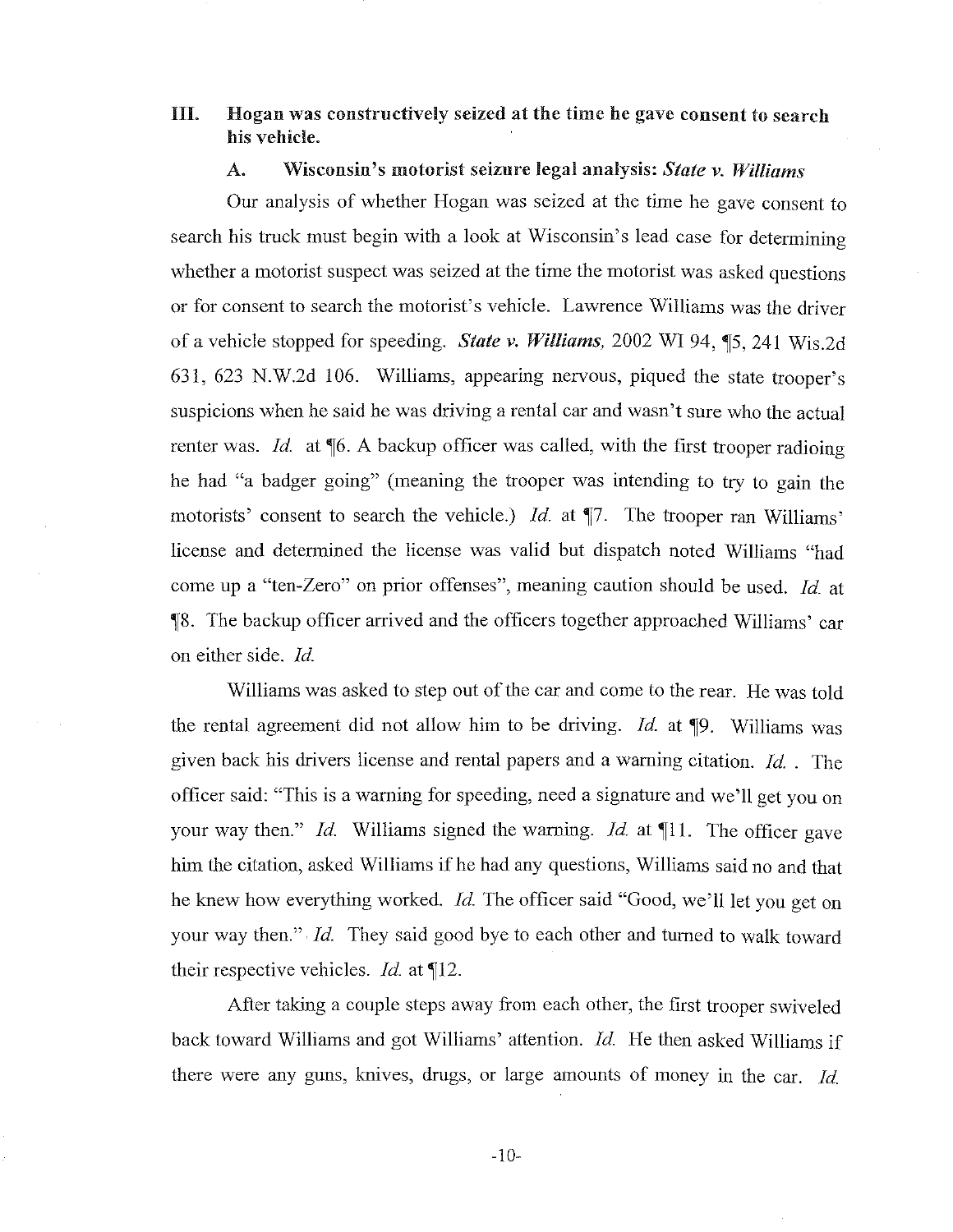## III. Hogan was constructively seized at the time he gave consent to search his vehicle.

### A. Wisconsin's motorist seizure legal analysis: *State v. Williams*

Our analysis of whether Hogan was seized at the time he gave consent to search his truck must begin with a look at Wisconsin's lead case for determining whether a motorist suspect was seized at the time the motorist was asked questions or for consent to search the motorist's vehicle. Lawrence Williams was the driver of a vehicle stopped for speeding. ***State v. Williams,*** 2002 WI 94, ¶5, 241 Wis.2d 631, 623 N.W.2d 106. Williams, appearing nervous, piqued the state trooper's suspicions when he said he was driving a rental car and wasn't sure who the actual renter was. *Id.* at ¶6. A backup officer was called, with the first trooper radioing he had "a badger going" (meaning the trooper was intending to try to gain the motorists' consent to search the vehicle.) *Id.* at ¶7. The trooper ran Williams' license and determined the license was valid but dispatch noted Williams "had come up a "ten-Zero" on prior offenses", meaning caution should be used. *Id.* at ¶8. The backup officer arrived and the officers together approached Williams' car on either side. *Id.*

Williams was asked to step out of the car and come to the rear. He was told the rental agreement did not allow him to be driving. *Id.* at ¶9. Williams was given back his drivers license and rental papers and a warning citation. *Id.* . The officer said: "This is a warning for speeding, need a signature and we'll get you on your way then." *Id.* Williams signed the warning. *Id.* at ¶11. The officer gave him the citation, asked Williams if he had any questions, Williams said no and that he knew how everything worked. *Id.* The officer said "Good, we'll let you get on your way then." *Id.* They said good bye to each other and turned to walk toward their respective vehicles. *Id.* at ¶12.

After taking a couple steps away from each other, the first trooper swiveled back toward Williams and got Williams' attention. *Id.* He then asked Williams if there were any guns, knives, drugs, or large amounts of money in the car. *Id.*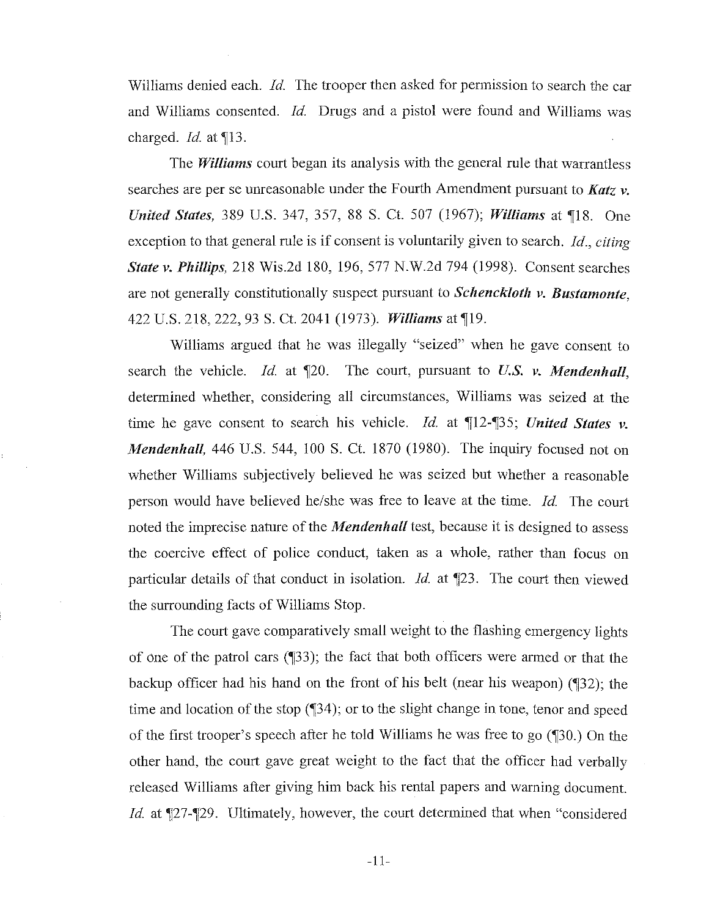Williams denied each. *Id.* The trooper then asked for permission to search the car and Williams consented. *Id.* Drugs and a pistol were found and Williams was charged. *Id.* at ¶13.

The ***Williams*** court began its analysis with the general rule that warrantless searches are per se unreasonable under the Fourth Amendment pursuant to ***Katz v. United States,*** 389 U.S. 347, 357, 88 S. Ct. 507 (1967); ***Williams*** at ¶18. One exception to that general rule is if consent is voluntarily given to search. *Id., citing* ***State v. Phillips,*** 218 Wis.2d 180, 196, 577 N.W.2d 794 (1998). Consent searches are not generally constitutionally suspect pursuant to ***Schenckloth v. Bustamonte,*** 422 U.S. 218, 222, 93 S. Ct. 2041 (1973). ***Williams*** at ¶19.

Williams argued that he was illegally "seized" when he gave consent to search the vehicle. *Id.* at ¶20. The court, pursuant to ***U.S. v. Mendenhall,*** determined whether, considering all circumstances, Williams was seized at the time he gave consent to search his vehicle. *Id.* at ¶12-¶35; ***United States v. Mendenhall,*** 446 U.S. 544, 100 S. Ct. 1870 (1980). The inquiry focused not on whether Williams subjectively believed he was seized but whether a reasonable person would have believed he/she was free to leave at the time. *Id.* The court noted the imprecise nature of the ***Mendenhall*** test, because it is designed to assess the coercive effect of police conduct, taken as a whole, rather than focus on particular details of that conduct in isolation. *Id.* at ¶23. The court then viewed the surrounding facts of Williams Stop.

The court gave comparatively small weight to the flashing emergency lights of one of the patrol cars (¶33); the fact that both officers were armed or that the backup officer had his hand on the front of his belt (near his weapon) (¶32); the time and location of the stop (¶34); or to the slight change in tone, tenor and speed of the first trooper's speech after he told Williams he was free to go (¶30.) On the other hand, the court gave great weight to the fact that the officer had verbally released Williams after giving him back his rental papers and warning document. *Id.* at ¶27-¶29. Ultimately, however, the court determined that when "considered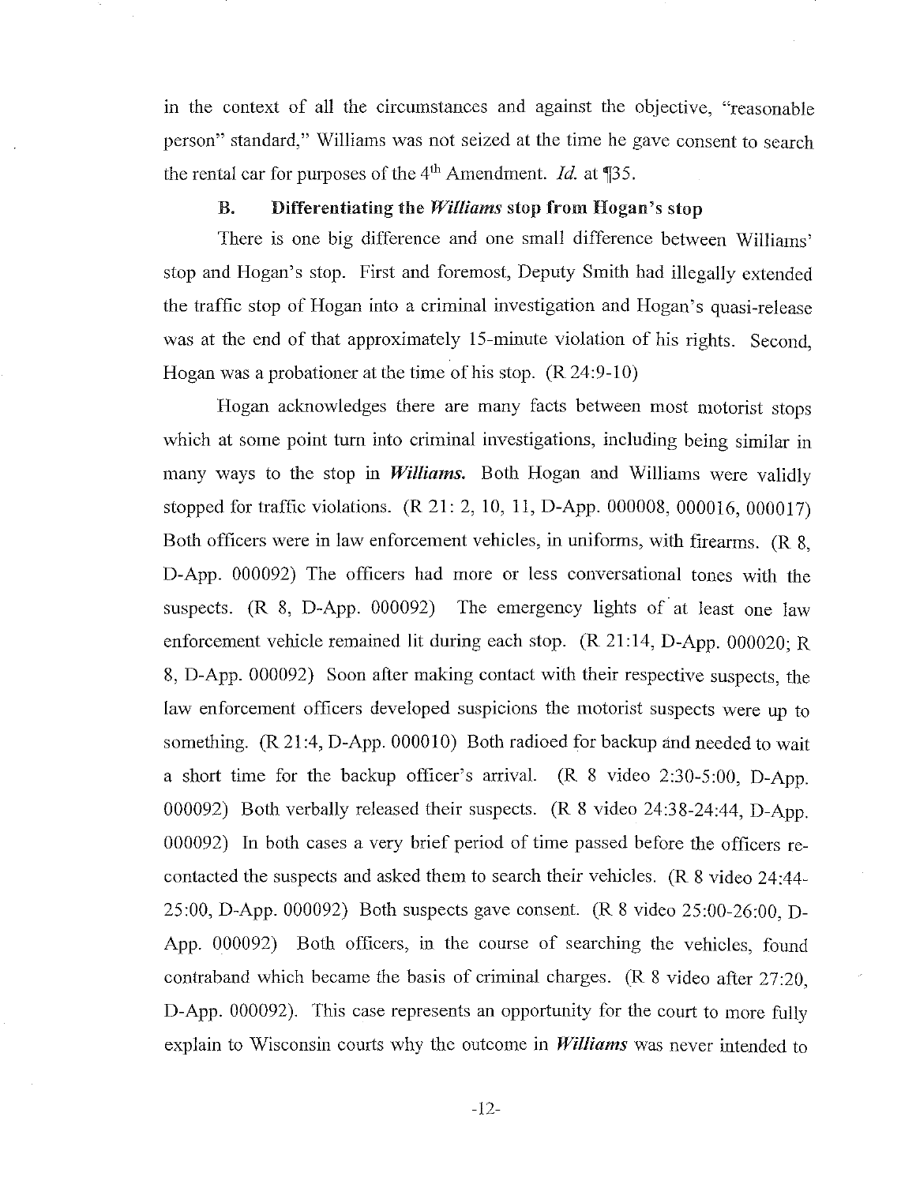in the context of all the circumstances and against the objective, "reasonable person" standard," Williams was not seized at the time he gave consent to search the rental car for purposes of the 4th Amendment. *Id.* at ¶35.

### B. Differentiating the *Williams* stop from Hogan's stop

There is one big difference and one small difference between Williams' stop and Hogan's stop. First and foremost, Deputy Smith had illegally extended the traffic stop of Hogan into a criminal investigation and Hogan's quasi-release was at the end of that approximately 15-minute violation of his rights. Second, Hogan was a probationer at the time of his stop. (R 24:9-10)

Hogan acknowledges there are many facts between most motorist stops which at some point turn into criminal investigations, including being similar in many ways to the stop in ***Williams.*** Both Hogan and Williams were validly stopped for traffic violations. (R 21: 2, 10, 11, D-App. 000008, 000016, 000017) Both officers were in law enforcement vehicles, in uniforms, with firearms. (R 8, D-App. 000092) The officers had more or less conversational tones with the suspects. (R 8, D-App. 000092) The emergency lights of at least one law enforcement vehicle remained lit during each stop. (R 21:14, D-App. 000020; R 8, D-App. 000092) Soon after making contact with their respective suspects, the law enforcement officers developed suspicions the motorist suspects were up to something. (R 21:4, D-App. 000010) Both radioed for backup and needed to wait a short time for the backup officer's arrival. (R 8 video 2:30-5:00, D-App. 000092) Both verbally released their suspects. (R 8 video 24:38-24:44, D-App. 000092) In both cases a very brief period of time passed before the officers re-contacted the suspects and asked them to search their vehicles. (R 8 video 24:44-25:00, D-App. 000092) Both suspects gave consent. (R 8 video 25:00-26:00, D-App. 000092) Both officers, in the course of searching the vehicles, found contraband which became the basis of criminal charges. (R 8 video after 27:20, D-App. 000092). This case represents an opportunity for the court to more fully explain to Wisconsin courts why the outcome in ***Williams*** was never intended to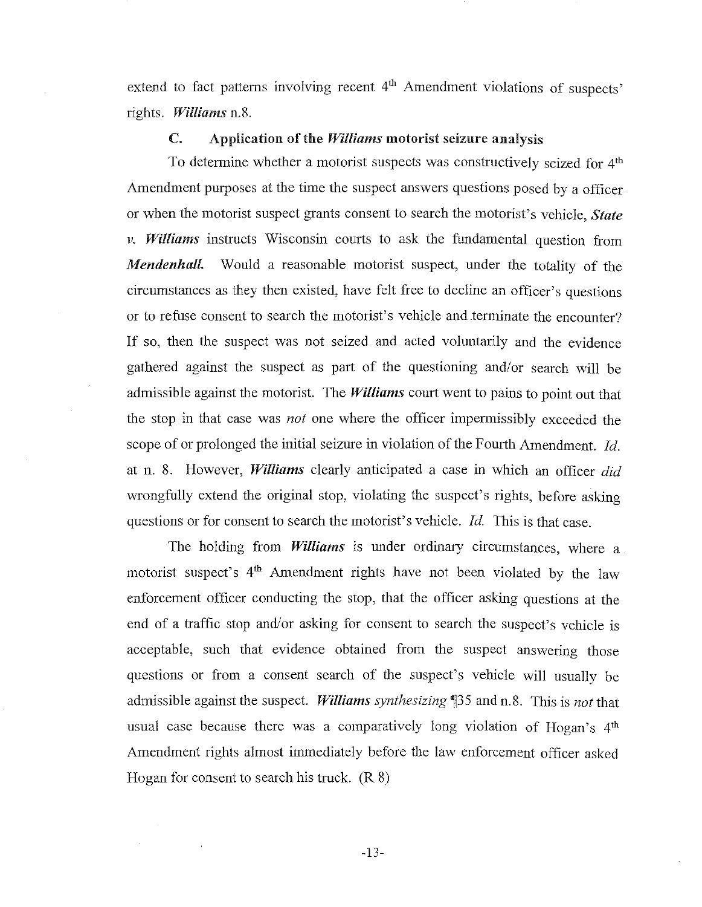extend to fact patterns involving recent 4th Amendment violations of suspects' rights. ***Williams*** n.8.

### C. Application of the *Williams* motorist seizure analysis

To determine whether a motorist suspects was constructively seized for 4th Amendment purposes at the time the suspect answers questions posed by a officer or when the motorist suspect grants consent to search the motorist's vehicle, ***State v. Williams*** instructs Wisconsin courts to ask the fundamental question from ***Mendenhall.*** Would a reasonable motorist suspect, under the totality of the circumstances as they then existed, have felt free to decline an officer's questions or to refuse consent to search the motorist's vehicle and terminate the encounter? If so, then the suspect was not seized and acted voluntarily and the evidence gathered against the suspect as part of the questioning and/or search will be admissible against the motorist. The ***Williams*** court went to pains to point out that the stop in that case was *not* one where the officer impermissibly exceeded the scope of or prolonged the initial seizure in violation of the Fourth Amendment. *Id.* at n. 8. However, ***Williams*** clearly anticipated a case in which an officer *did* wrongfully extend the original stop, violating the suspect's rights, before asking questions or for consent to search the motorist's vehicle. *Id.* This is that case.

The holding from ***Williams*** is under ordinary circumstances, where a motorist suspect's 4th Amendment rights have not been violated by the law enforcement officer conducting the stop, that the officer asking questions at the end of a traffic stop and/or asking for consent to search the suspect's vehicle is acceptable, such that evidence obtained from the suspect answering those questions or from a consent search of the suspect's vehicle will usually be admissible against the suspect. ***Williams*** *synthesizing* ¶35 and n.8. This is *not* that usual case because there was a comparatively long violation of Hogan's 4th Amendment rights almost immediately before the law enforcement officer asked Hogan for consent to search his truck. (R 8)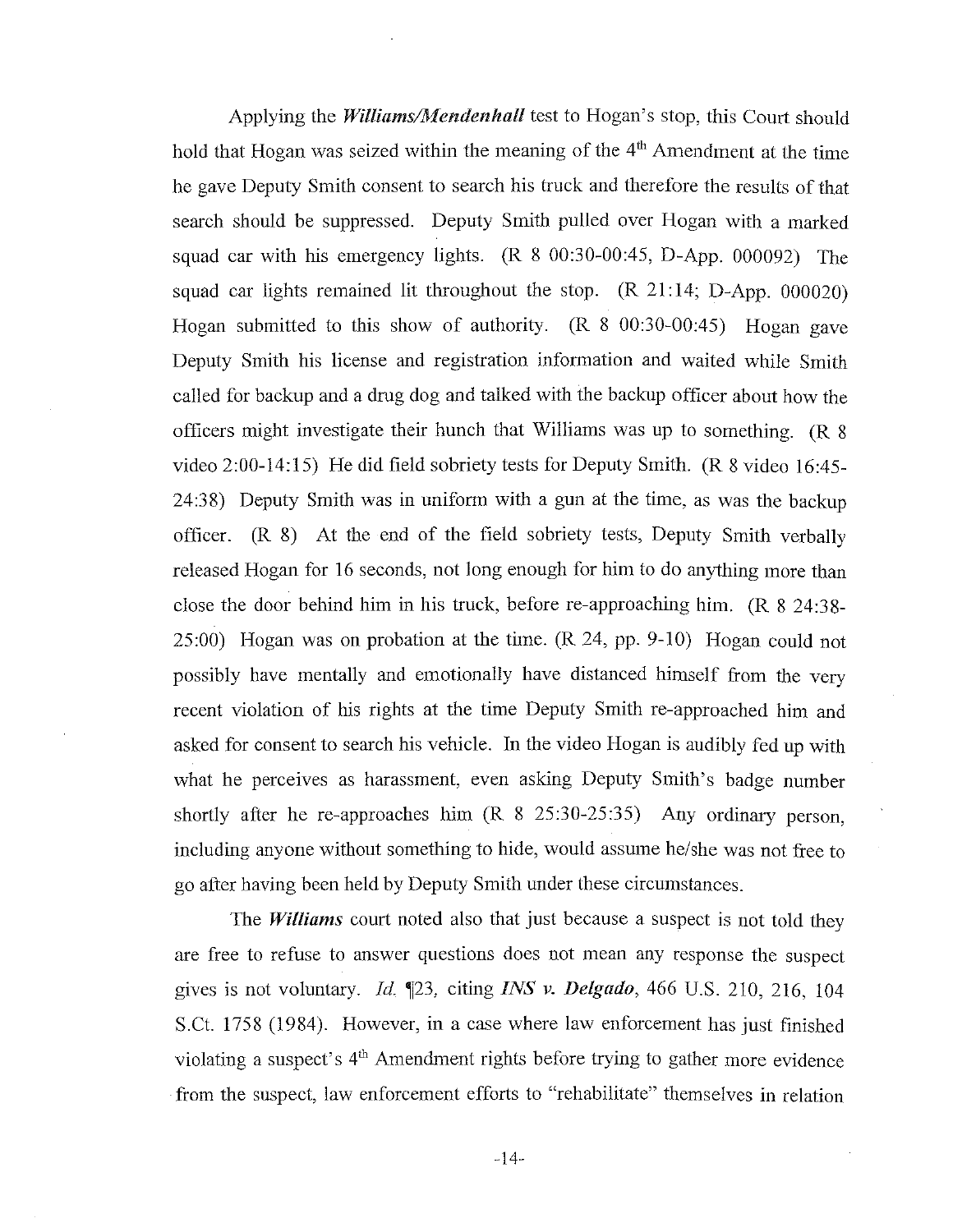Applying the ***Williams/Mendenhall*** test to Hogan's stop, this Court should hold that Hogan was seized within the meaning of the 4th Amendment at the time he gave Deputy Smith consent to search his truck and therefore the results of that search should be suppressed. Deputy Smith pulled over Hogan with a marked squad car with his emergency lights. (R 8 00:30-00:45, D-App. 000092) The squad car lights remained lit throughout the stop. (R 21:14; D-App. 000020) Hogan submitted to this show of authority. (R 8 00:30-00:45) Hogan gave Deputy Smith his license and registration information and waited while Smith called for backup and a drug dog and talked with the backup officer about how the officers might investigate their hunch that Williams was up to something. (R 8 video 2:00-14:15) He did field sobriety tests for Deputy Smith. (R 8 video 16:45-24:38) Deputy Smith was in uniform with a gun at the time, as was the backup officer. (R 8) At the end of the field sobriety tests, Deputy Smith verbally released Hogan for 16 seconds, not long enough for him to do anything more than close the door behind him in his truck, before re-approaching him. (R 8 24:38-25:00) Hogan was on probation at the time. (R 24, pp. 9-10) Hogan could not possibly have mentally and emotionally have distanced himself from the very recent violation of his rights at the time Deputy Smith re-approached him and asked for consent to search his vehicle. In the video Hogan is audibly fed up with what he perceives as harassment, even asking Deputy Smith's badge number shortly after he re-approaches him (R 8 25:30-25:35) Any ordinary person, including anyone without something to hide, would assume he/she was not free to go after having been held by Deputy Smith under these circumstances.

The ***Williams*** court noted also that just because a suspect is not told they are free to refuse to answer questions does not mean any response the suspect gives is not voluntary. *Id.* ¶23, citing ***INS v. Delgado***, 466 U.S. 210, 216, 104 S.Ct. 1758 (1984). However, in a case where law enforcement has just finished violating a suspect's 4th Amendment rights before trying to gather more evidence from the suspect, law enforcement efforts to "rehabilitate" themselves in relation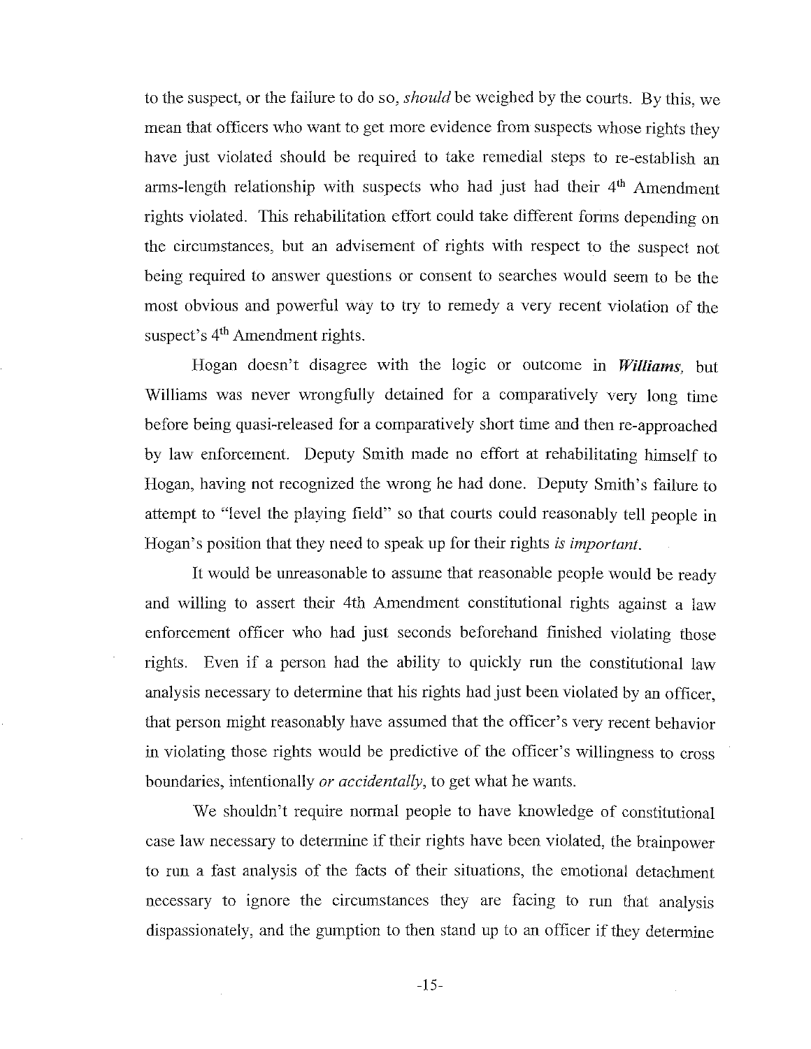to the suspect, or the failure to do so, *should* be weighed by the courts. By this, we mean that officers who want to get more evidence from suspects whose rights they have just violated should be required to take remedial steps to re-establish an arms-length relationship with suspects who had just had their 4th Amendment rights violated. This rehabilitation effort could take different forms depending on the circumstances, but an advisement of rights with respect to the suspect not being required to answer questions or consent to searches would seem to be the most obvious and powerful way to try to remedy a very recent violation of the suspect's 4th Amendment rights.

Hogan doesn't disagree with the logic or outcome in ***Williams***, but Williams was never wrongfully detained for a comparatively very long time before being quasi-released for a comparatively short time and then re-approached by law enforcement. Deputy Smith made no effort at rehabilitating himself to Hogan, having not recognized the wrong he had done. Deputy Smith's failure to attempt to "level the playing field" so that courts could reasonably tell people in Hogan's position that they need to speak up for their rights *is important*.

It would be unreasonable to assume that reasonable people would be ready and willing to assert their 4th Amendment constitutional rights against a law enforcement officer who had just seconds beforehand finished violating those rights. Even if a person had the ability to quickly run the constitutional law analysis necessary to determine that his rights had just been violated by an officer, that person might reasonably have assumed that the officer's very recent behavior in violating those rights would be predictive of the officer's willingness to cross boundaries, intentionally *or accidentally*, to get what he wants.

We shouldn't require normal people to have knowledge of constitutional case law necessary to determine if their rights have been violated, the brainpower to run a fast analysis of the facts of their situations, the emotional detachment necessary to ignore the circumstances they are facing to run that analysis dispassionately, and the gumption to then stand up to an officer if they determine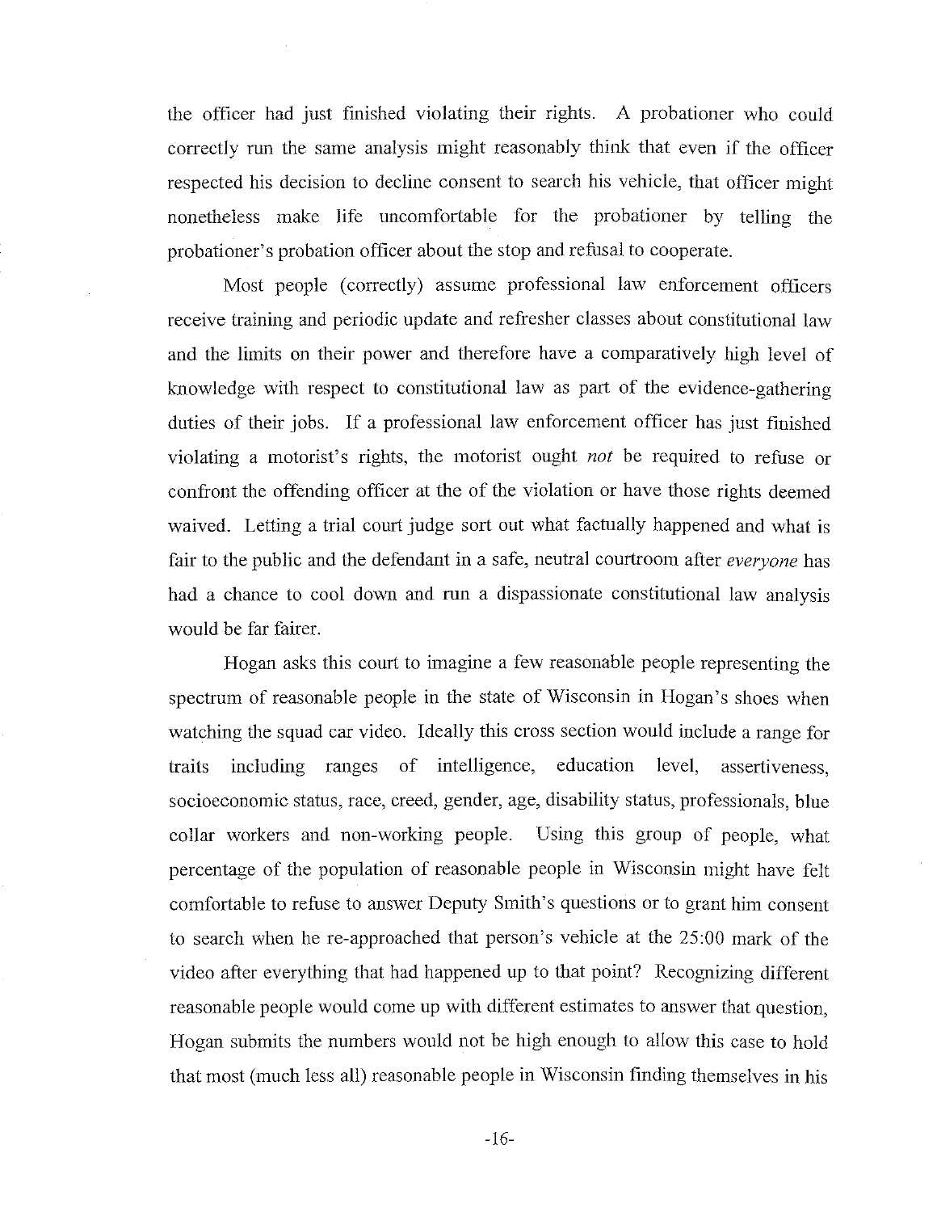the officer had just finished violating their rights. A probationer who could correctly run the same analysis might reasonably think that even if the officer respected his decision to decline consent to search his vehicle, that officer might nonetheless make life uncomfortable for the probationer by telling the probationer's probation officer about the stop and refusal to cooperate.

Most people (correctly) assume professional law enforcement officers receive training and periodic update and refresher classes about constitutional law and the limits on their power and therefore have a comparatively high level of knowledge with respect to constitutional law as part of the evidence-gathering duties of their jobs. If a professional law enforcement officer has just finished violating a motorist's rights, the motorist ought *not* be required to refuse or confront the offending officer at the of the violation or have those rights deemed waived. Letting a trial court judge sort out what factually happened and what is fair to the public and the defendant in a safe, neutral courtroom after *everyone* has had a chance to cool down and run a dispassionate constitutional law analysis would be far fairer.

Hogan asks this court to imagine a few reasonable people representing the spectrum of reasonable people in the state of Wisconsin in Hogan's shoes when watching the squad car video. Ideally this cross section would include a range for traits including ranges of intelligence, education level, assertiveness, socioeconomic status, race, creed, gender, age, disability status, professionals, blue collar workers and non-working people. Using this group of people, what percentage of the population of reasonable people in Wisconsin might have felt comfortable to refuse to answer Deputy Smith's questions or to grant him consent to search when he re-approached that person's vehicle at the 25:00 mark of the video after everything that had happened up to that point? Recognizing different reasonable people would come up with different estimates to answer that question, Hogan submits the numbers would not be high enough to allow this case to hold that most (much less all) reasonable people in Wisconsin finding themselves in his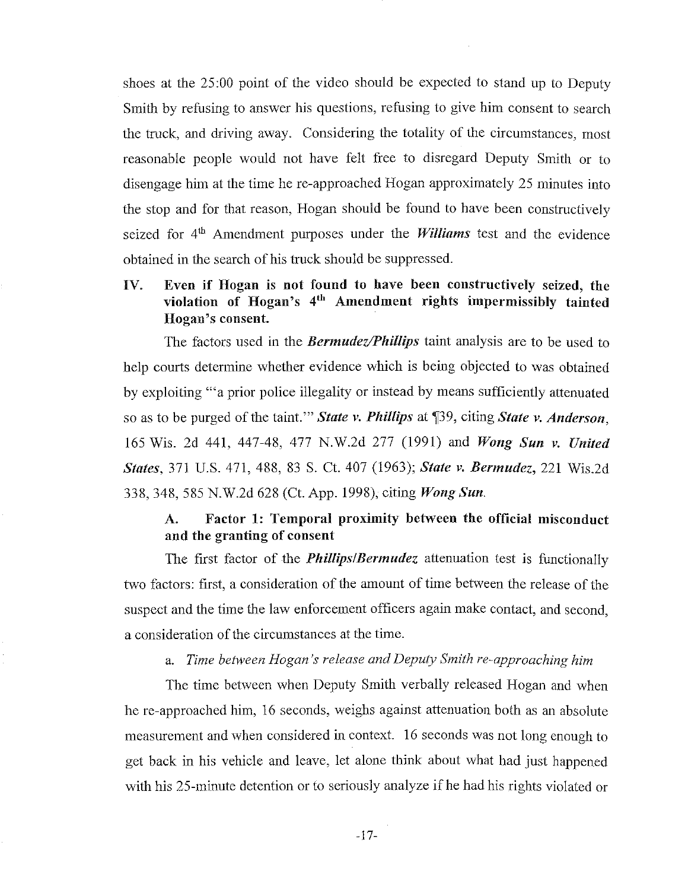shoes at the 25:00 point of the video should be expected to stand up to Deputy Smith by refusing to answer his questions, refusing to give him consent to search the truck, and driving away. Considering the totality of the circumstances, most reasonable people would not have felt free to disregard Deputy Smith or to disengage him at the time he re-approached Hogan approximately 25 minutes into the stop and for that reason, Hogan should be found to have been constructively seized for 4th Amendment purposes under the ***Williams*** test and the evidence obtained in the search of his truck should be suppressed.

## IV. Even if Hogan is not found to have been constructively seized, the violation of Hogan's 4th Amendment rights impermissibly tainted Hogan's consent.

The factors used in the ***Bermudez/Phillips*** taint analysis are to be used to help courts determine whether evidence which is being objected to was obtained by exploiting "'a prior police illegality or instead by means sufficiently attenuated so as to be purged of the taint.'" ***State v. Phillips*** at ¶39, citing ***State v. Anderson***, 165 Wis. 2d 441, 447-48, 477 N.W.2d 277 (1991) and ***Wong Sun v. United States***, 371 U.S. 471, 488, 83 S. Ct. 407 (1963); ***State v. Bermudez***, 221 Wis.2d 338, 348, 585 N.W.2d 628 (Ct. App. 1998), citing ***Wong Sun***.

### A. Factor 1: Temporal proximity between the official misconduct and the granting of consent

The first factor of the ***Phillips/Bermudez*** attenuation test is functionally two factors: first, a consideration of the amount of time between the release of the suspect and the time the law enforcement officers again make contact, and second, a consideration of the circumstances at the time.

a. *Time between Hogan's release and Deputy Smith re-approaching him*

The time between when Deputy Smith verbally released Hogan and when he re-approached him, 16 seconds, weighs against attenuation both as an absolute measurement and when considered in context. 16 seconds was not long enough to get back in his vehicle and leave, let alone think about what had just happened with his 25-minute detention or to seriously analyze if he had his rights violated or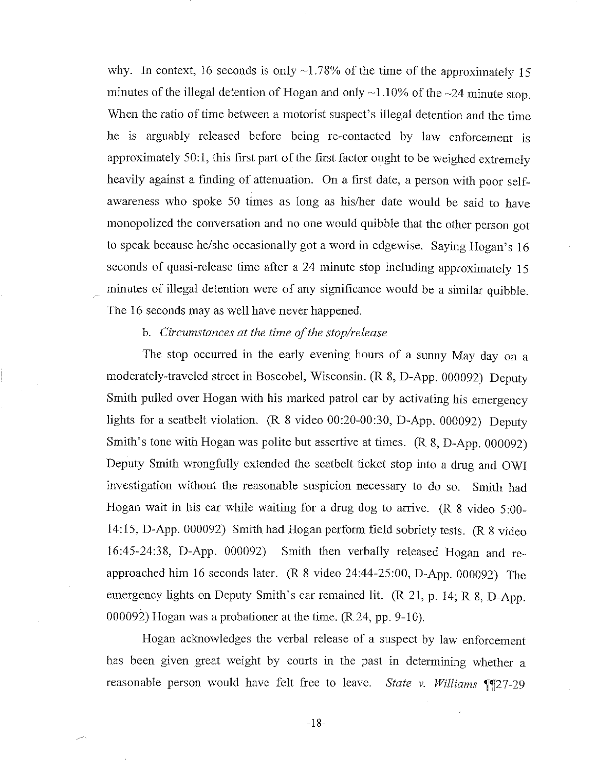why. In context, 16 seconds is only ~1.78% of the time of the approximately 15 minutes of the illegal detention of Hogan and only ~1.10% of the ~24 minute stop. When the ratio of time between a motorist suspect's illegal detention and the time he is arguably released before being re-contacted by law enforcement is approximately 50:1, this first part of the first factor ought to be weighed extremely heavily against a finding of attenuation. On a first date, a person with poor self-awareness who spoke 50 times as long as his/her date would be said to have monopolized the conversation and no one would quibble that the other person got to speak because he/she occasionally got a word in edgewise. Saying Hogan's 16 seconds of quasi-release time after a 24 minute stop including approximately 15 minutes of illegal detention were of any significance would be a similar quibble. The 16 seconds may as well have never happened.

b. *Circumstances at the time of the stop/release*

The stop occurred in the early evening hours of a sunny May day on a moderately-traveled street in Boscobel, Wisconsin. (R 8, D-App. 000092) Deputy Smith pulled over Hogan with his marked patrol car by activating his emergency lights for a seatbelt violation. (R 8 video 00:20-00:30, D-App. 000092) Deputy Smith's tone with Hogan was polite but assertive at times. (R 8, D-App. 000092) Deputy Smith wrongfully extended the seatbelt ticket stop into a drug and OWI investigation without the reasonable suspicion necessary to do so. Smith had Hogan wait in his car while waiting for a drug dog to arrive. (R 8 video 5:00-14:15, D-App. 000092) Smith had Hogan perform field sobriety tests. (R 8 video 16:45-24:38, D-App. 000092) Smith then verbally released Hogan and re-approached him 16 seconds later. (R 8 video 24:44-25:00, D-App. 000092) The emergency lights on Deputy Smith's car remained lit. (R 21, p. 14; R 8, D-App. 000092) Hogan was a probationer at the time. (R 24, pp. 9-10).

Hogan acknowledges the verbal release of a suspect by law enforcement has been given great weight by courts in the past in determining whether a reasonable person would have felt free to leave. *State v. Williams* ¶¶27-29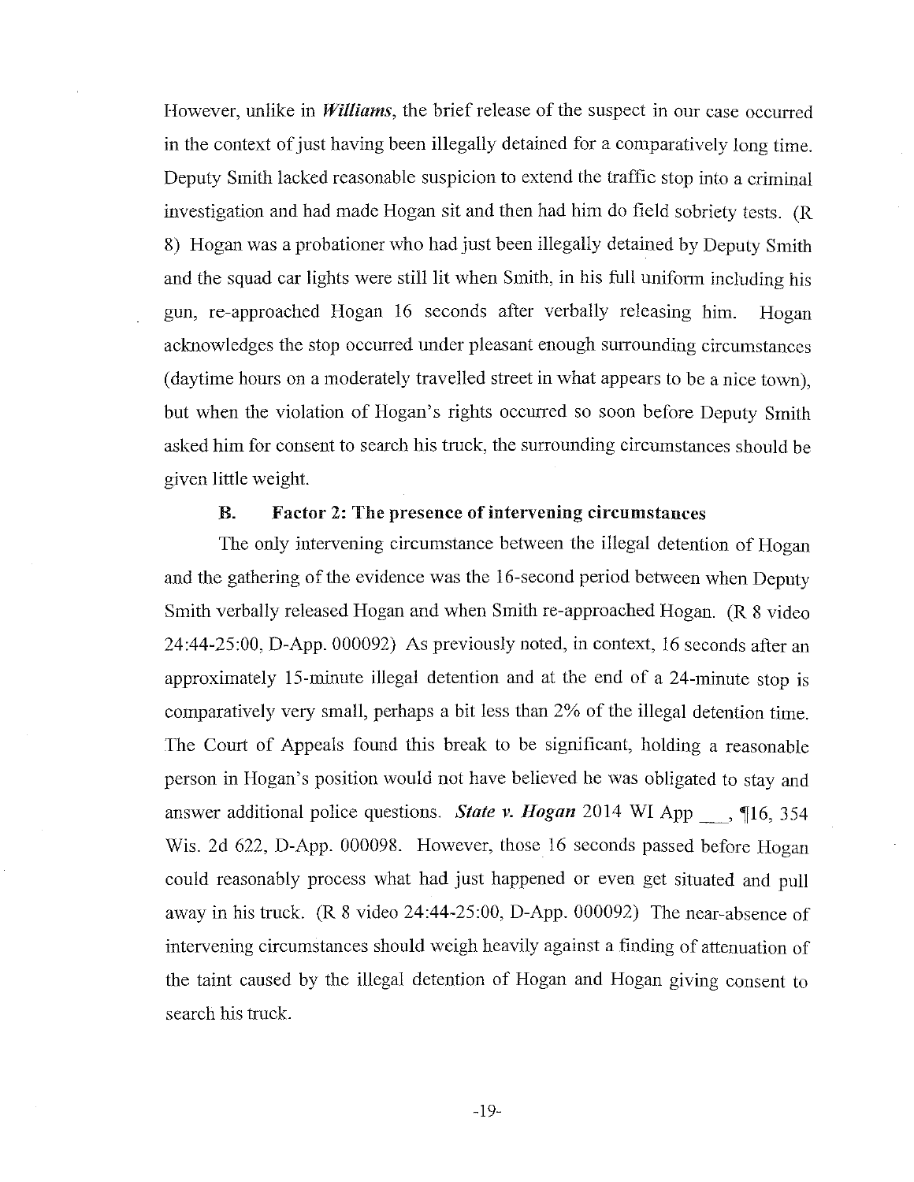However, unlike in ***Williams***, the brief release of the suspect in our case occurred in the context of just having been illegally detained for a comparatively long time. Deputy Smith lacked reasonable suspicion to extend the traffic stop into a criminal investigation and had made Hogan sit and then had him do field sobriety tests. (R 8) Hogan was a probationer who had just been illegally detained by Deputy Smith and the squad car lights were still lit when Smith, in his full uniform including his gun, re-approached Hogan 16 seconds after verbally releasing him. Hogan acknowledges the stop occurred under pleasant enough surrounding circumstances (daytime hours on a moderately travelled street in what appears to be a nice town), but when the violation of Hogan's rights occurred so soon before Deputy Smith asked him for consent to search his truck, the surrounding circumstances should be given little weight.

### B. Factor 2: The presence of intervening circumstances

The only intervening circumstance between the illegal detention of Hogan and the gathering of the evidence was the 16-second period between when Deputy Smith verbally released Hogan and when Smith re-approached Hogan. (R 8 video 24:44-25:00, D-App. 000092) As previously noted, in context, 16 seconds after an approximately 15-minute illegal detention and at the end of a 24-minute stop is comparatively very small, perhaps a bit less than 2% of the illegal detention time. The Court of Appeals found this break to be significant, holding a reasonable person in Hogan's position would not have believed he was obligated to stay and answer additional police questions. ***State v. Hogan*** 2014 WI App ___, ¶16, 354 Wis. 2d 622, D-App. 000098. However, those 16 seconds passed before Hogan could reasonably process what had just happened or even get situated and pull away in his truck. (R 8 video 24:44-25:00, D-App. 000092) The near-absence of intervening circumstances should weigh heavily against a finding of attenuation of the taint caused by the illegal detention of Hogan and Hogan giving consent to search his truck.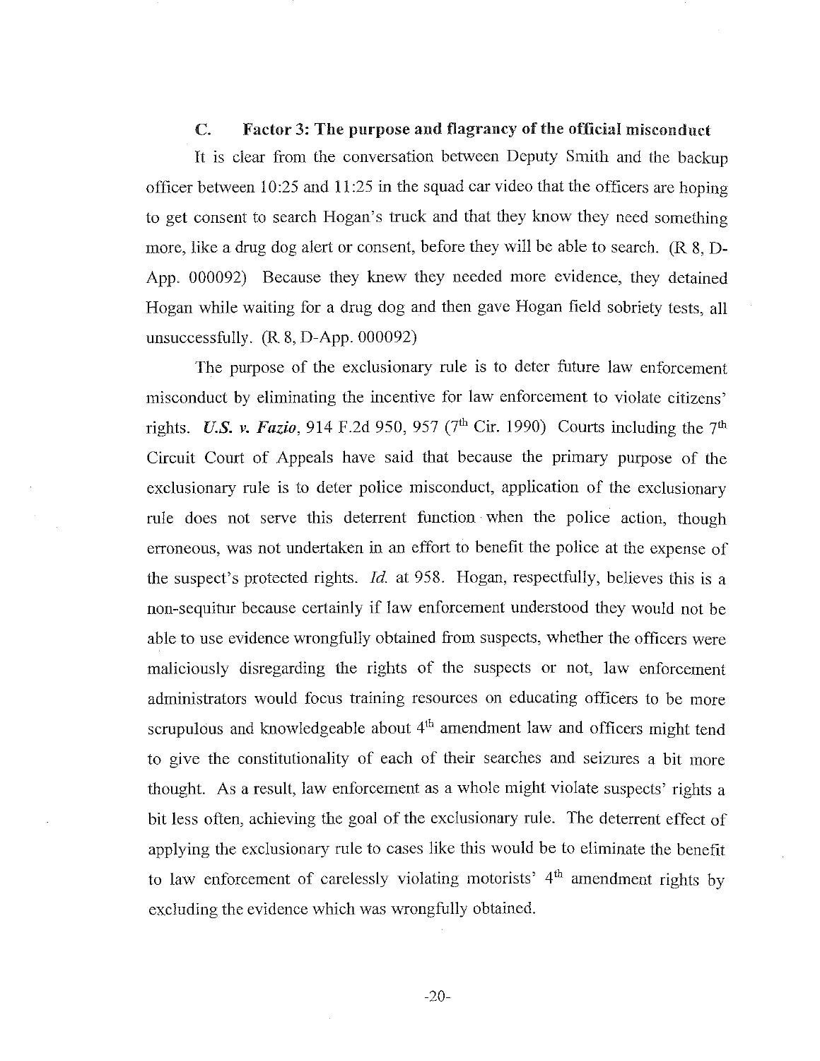### C. Factor 3: The purpose and flagrancy of the official misconduct

It is clear from the conversation between Deputy Smith and the backup officer between 10:25 and 11:25 in the squad car video that the officers are hoping to get consent to search Hogan's truck and that they know they need something more, like a drug dog alert or consent, before they will be able to search. (R 8, D-App. 000092) Because they knew they needed more evidence, they detained Hogan while waiting for a drug dog and then gave Hogan field sobriety tests, all unsuccessfully. (R 8, D-App. 000092)

The purpose of the exclusionary rule is to deter future law enforcement misconduct by eliminating the incentive for law enforcement to violate citizens' rights. ***U.S. v. Fazio***, 914 F.2d 950, 957 (7th Cir. 1990) Courts including the 7th Circuit Court of Appeals have said that because the primary purpose of the exclusionary rule is to deter police misconduct, application of the exclusionary rule does not serve this deterrent function when the police action, though erroneous, was not undertaken in an effort to benefit the police at the expense of the suspect's protected rights. *Id.* at 958. Hogan, respectfully, believes this is a non-sequitur because certainly if law enforcement understood they would not be able to use evidence wrongfully obtained from suspects, whether the officers were maliciously disregarding the rights of the suspects or not, law enforcement administrators would focus training resources on educating officers to be more scrupulous and knowledgeable about 4th amendment law and officers might tend to give the constitutionality of each of their searches and seizures a bit more thought. As a result, law enforcement as a whole might violate suspects' rights a bit less often, achieving the goal of the exclusionary rule. The deterrent effect of applying the exclusionary rule to cases like this would be to eliminate the benefit to law enforcement of carelessly violating motorists' 4th amendment rights by excluding the evidence which was wrongfully obtained.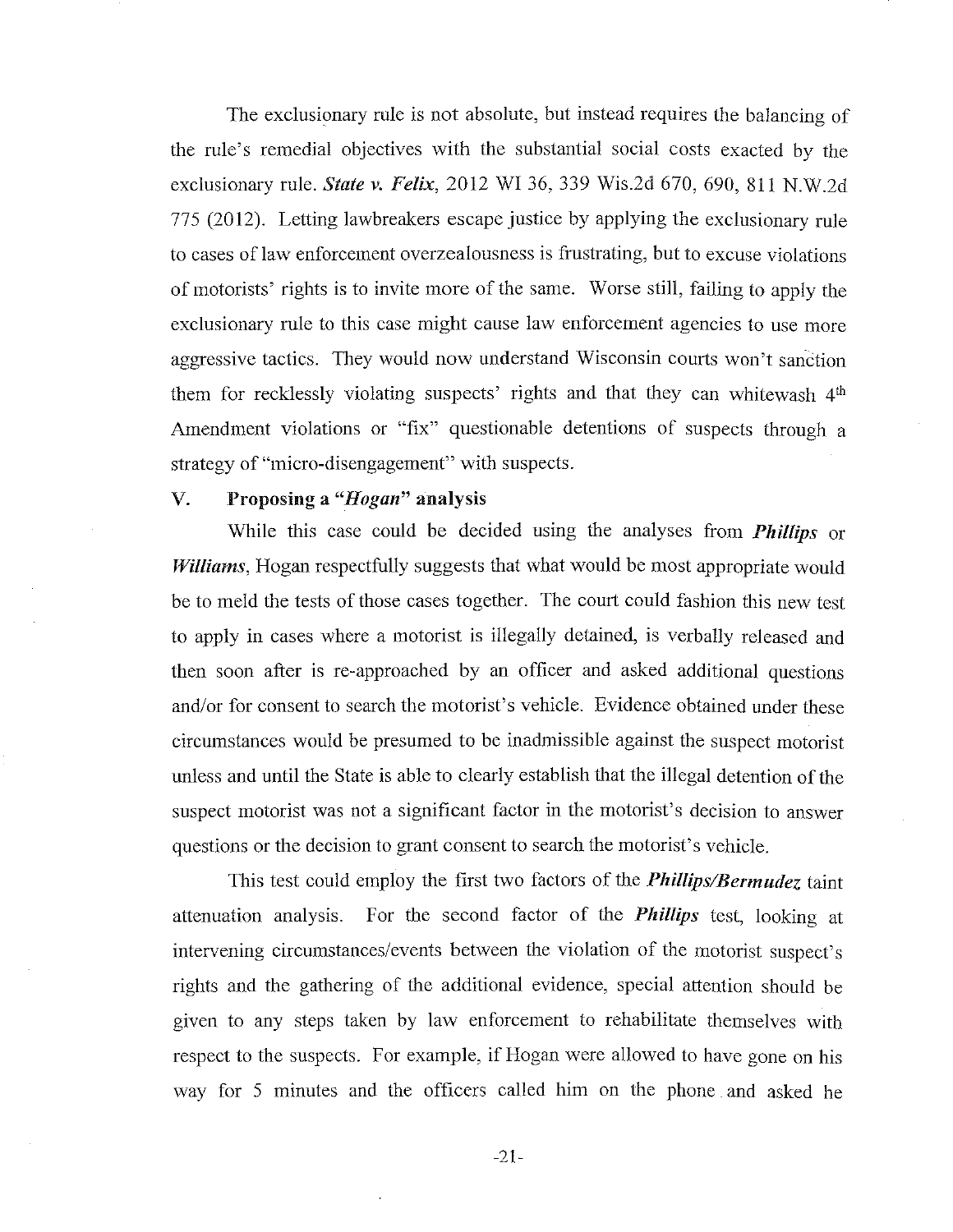The exclusionary rule is not absolute, but instead requires the balancing of the rule's remedial objectives with the substantial social costs exacted by the exclusionary rule. ***State v. Felix***, 2012 WI 36, 339 Wis.2d 670, 690, 811 N.W.2d 775 (2012). Letting lawbreakers escape justice by applying the exclusionary rule to cases of law enforcement overzealousness is frustrating, but to excuse violations of motorists' rights is to invite more of the same. Worse still, failing to apply the exclusionary rule to this case might cause law enforcement agencies to use more aggressive tactics. They would now understand Wisconsin courts won't sanction them for recklessly violating suspects' rights and that they can whitewash 4th Amendment violations or "fix" questionable detentions of suspects through a strategy of "micro-disengagement" with suspects.

## V. Proposing a "*Hogan*" analysis

While this case could be decided using the analyses from ***Phillips*** or ***Williams***, Hogan respectfully suggests that what would be most appropriate would be to meld the tests of those cases together. The court could fashion this new test to apply in cases where a motorist is illegally detained, is verbally released and then soon after is re-approached by an officer and asked additional questions and/or for consent to search the motorist's vehicle. Evidence obtained under these circumstances would be presumed to be inadmissible against the suspect motorist unless and until the State is able to clearly establish that the illegal detention of the suspect motorist was not a significant factor in the motorist's decision to answer questions or the decision to grant consent to search the motorist's vehicle.

This test could employ the first two factors of the ***Phillips/Bermudez*** taint attenuation analysis. For the second factor of the ***Phillips*** test, looking at intervening circumstances/events between the violation of the motorist suspect's rights and the gathering of the additional evidence, special attention should be given to any steps taken by law enforcement to rehabilitate themselves with respect to the suspects. For example, if Hogan were allowed to have gone on his way for 5 minutes and the officers called him on the phone and asked he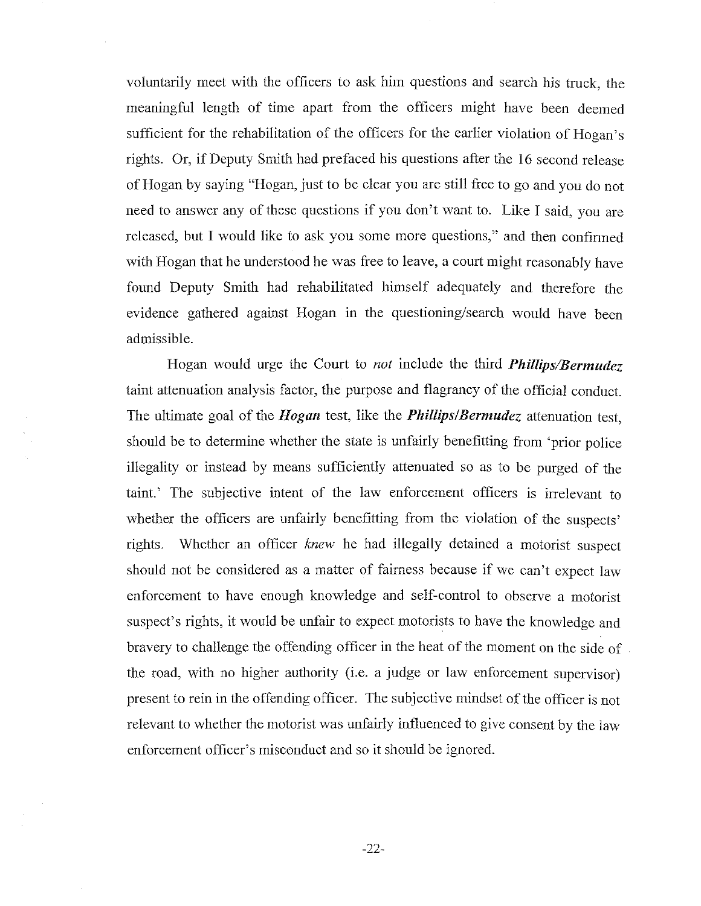voluntarily meet with the officers to ask him questions and search his truck, the meaningful length of time apart from the officers might have been deemed sufficient for the rehabilitation of the officers for the earlier violation of Hogan's rights. Or, if Deputy Smith had prefaced his questions after the 16 second release of Hogan by saying "Hogan, just to be clear you are still free to go and you do not need to answer any of these questions if you don't want to. Like I said, you are released, but I would like to ask you some more questions," and then confirmed with Hogan that he understood he was free to leave, a court might reasonably have found Deputy Smith had rehabilitated himself adequately and therefore the evidence gathered against Hogan in the questioning/search would have been admissible.

Hogan would urge the Court to *not* include the third ***Phillips/Bermudez*** taint attenuation analysis factor, the purpose and flagrancy of the official conduct. The ultimate goal of the ***Hogan*** test, like the ***Phillips/Bermudez*** attenuation test, should be to determine whether the state is unfairly benefitting from 'prior police illegality or instead by means sufficiently attenuated so as to be purged of the taint.' The subjective intent of the law enforcement officers is irrelevant to whether the officers are unfairly benefitting from the violation of the suspects' rights. Whether an officer *knew* he had illegally detained a motorist suspect should not be considered as a matter of fairness because if we can't expect law enforcement to have enough knowledge and self-control to observe a motorist suspect's rights, it would be unfair to expect motorists to have the knowledge and bravery to challenge the offending officer in the heat of the moment on the side of the road, with no higher authority (i.e. a judge or law enforcement supervisor) present to rein in the offending officer. The subjective mindset of the officer is not relevant to whether the motorist was unfairly influenced to give consent by the law enforcement officer's misconduct and so it should be ignored.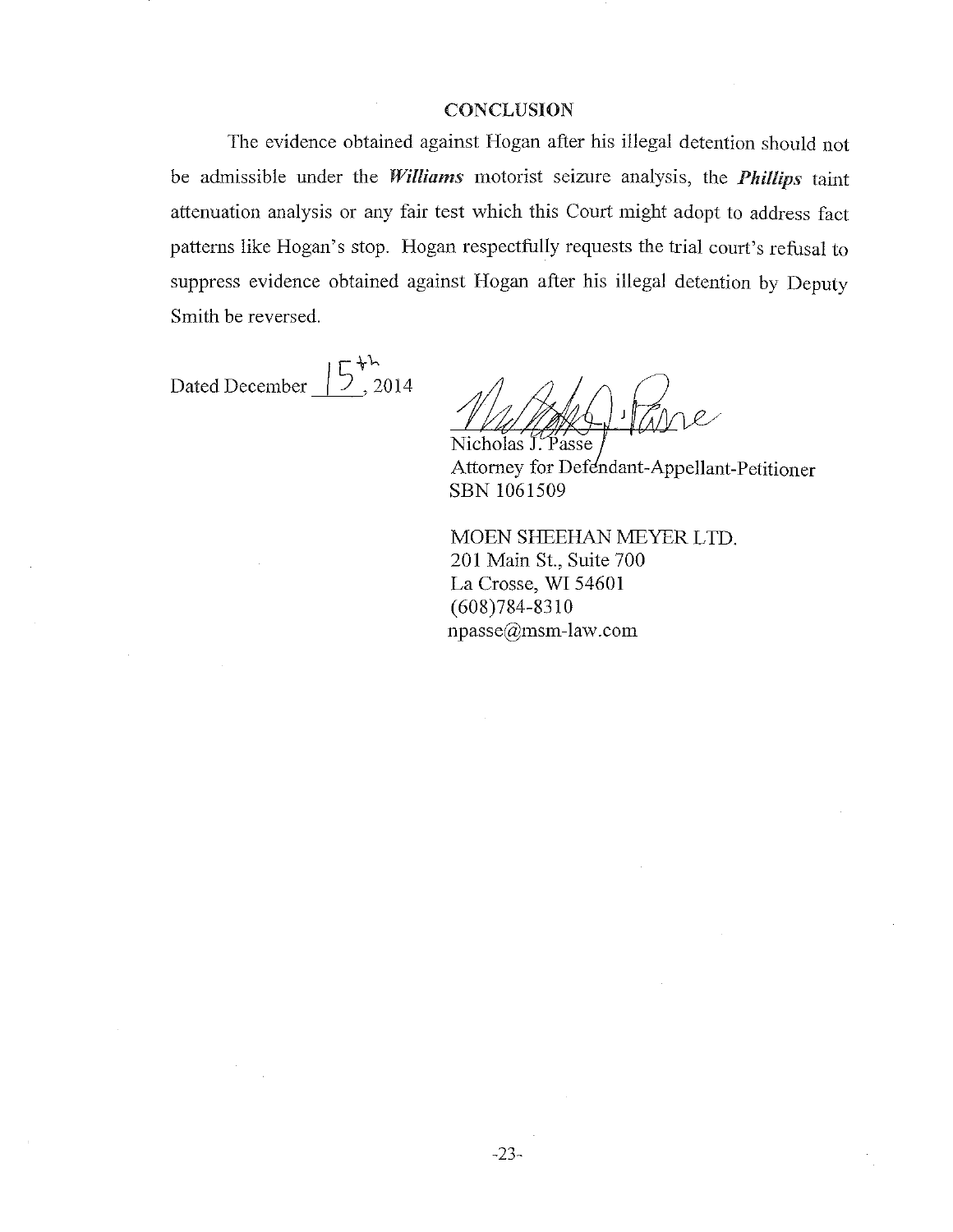## CONCLUSION

The evidence obtained against Hogan after his illegal detention should not be admissible under the ***Williams*** motorist seizure analysis, the ***Phillips*** taint attenuation analysis or any fair test which this Court might adopt to address fact patterns like Hogan's stop. Hogan respectfully requests the trial court's refusal to suppress evidence obtained against Hogan after his illegal detention by Deputy Smith be reversed.

Dated December 15th, 2014

Nicholas J. Passe
Attorney for Defendant-Appellant-Petitioner
SBN 1061509

MOEN SHEEHAN MEYER LTD.
201 Main St., Suite 700
La Crosse, WI 54601
(608)784-8310
npasse@msm-law.com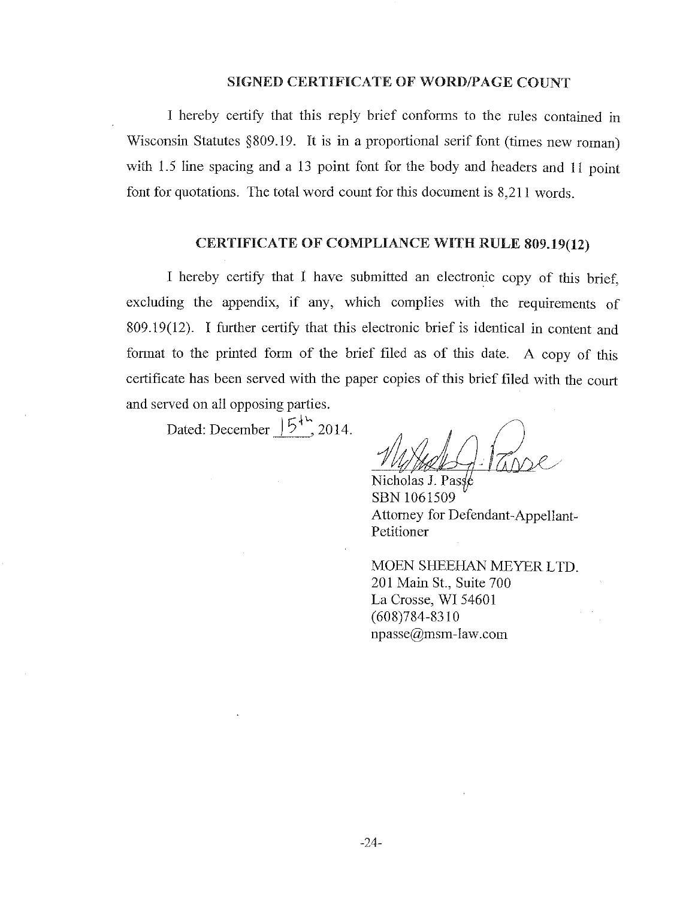## SIGNED CERTIFICATE OF WORD/PAGE COUNT

I hereby certify that this reply brief conforms to the rules contained in Wisconsin Statutes §809.19. It is in a proportional serif font (times new roman) with 1.5 line spacing and a 13 point font for the body and headers and 11 point font for quotations. The total word count for this document is 8,211 words.

## CERTIFICATE OF COMPLIANCE WITH RULE 809.19(12)

I hereby certify that I have submitted an electronic copy of this brief, excluding the appendix, if any, which complies with the requirements of 809.19(12). I further certify that this electronic brief is identical in content and format to the printed form of the brief filed as of this date. A copy of this certificate has been served with the paper copies of this brief filed with the court and served on all opposing parties.

Dated: December 15th, 2014.

Nicholas J. Passe
SBN 1061509
Attorney for Defendant-Appellant-Petitioner

MOEN SHEEHAN MEYER LTD.
201 Main St., Suite 700
La Crosse, WI 54601
(608)784-8310
npasse@msm-law.com